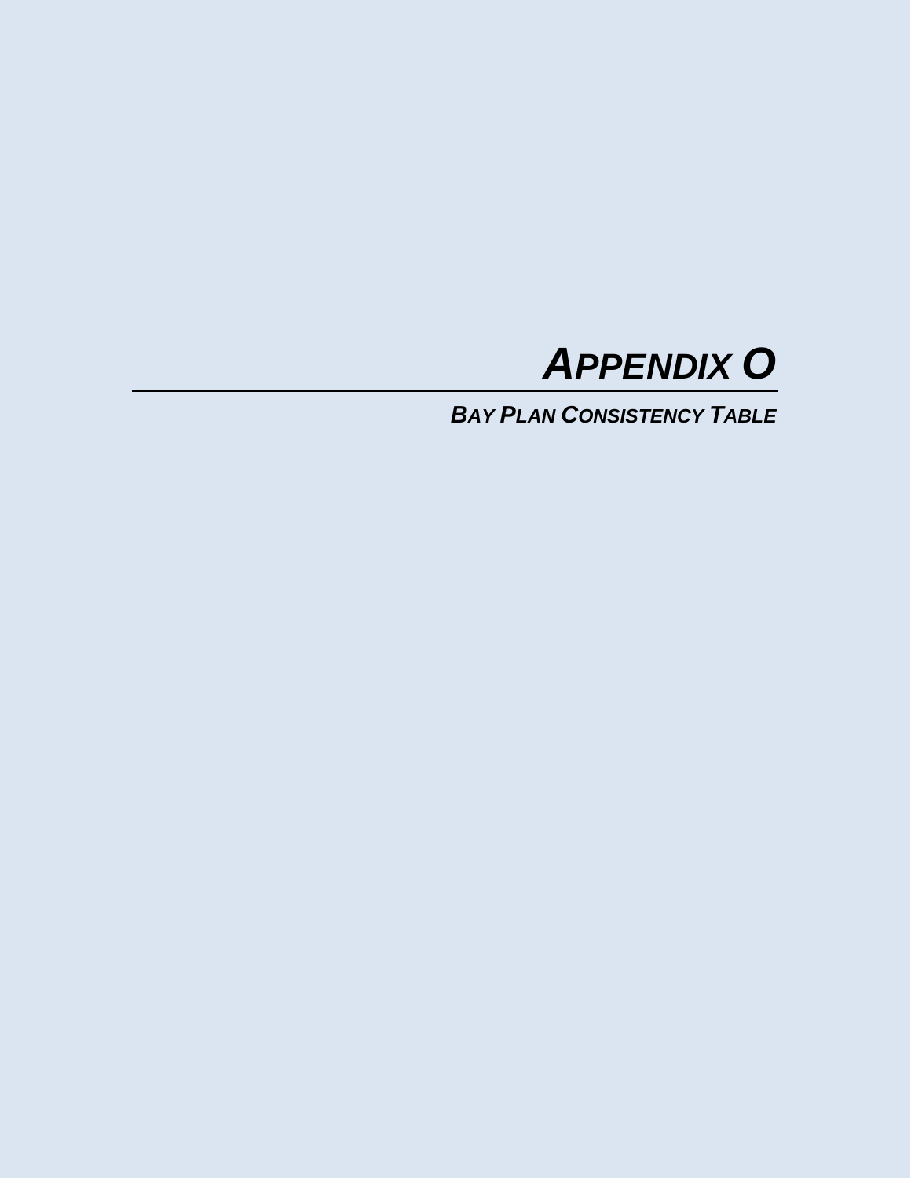# *APPENDIX O*

## *BAY PLAN CONSISTENCY TABLE*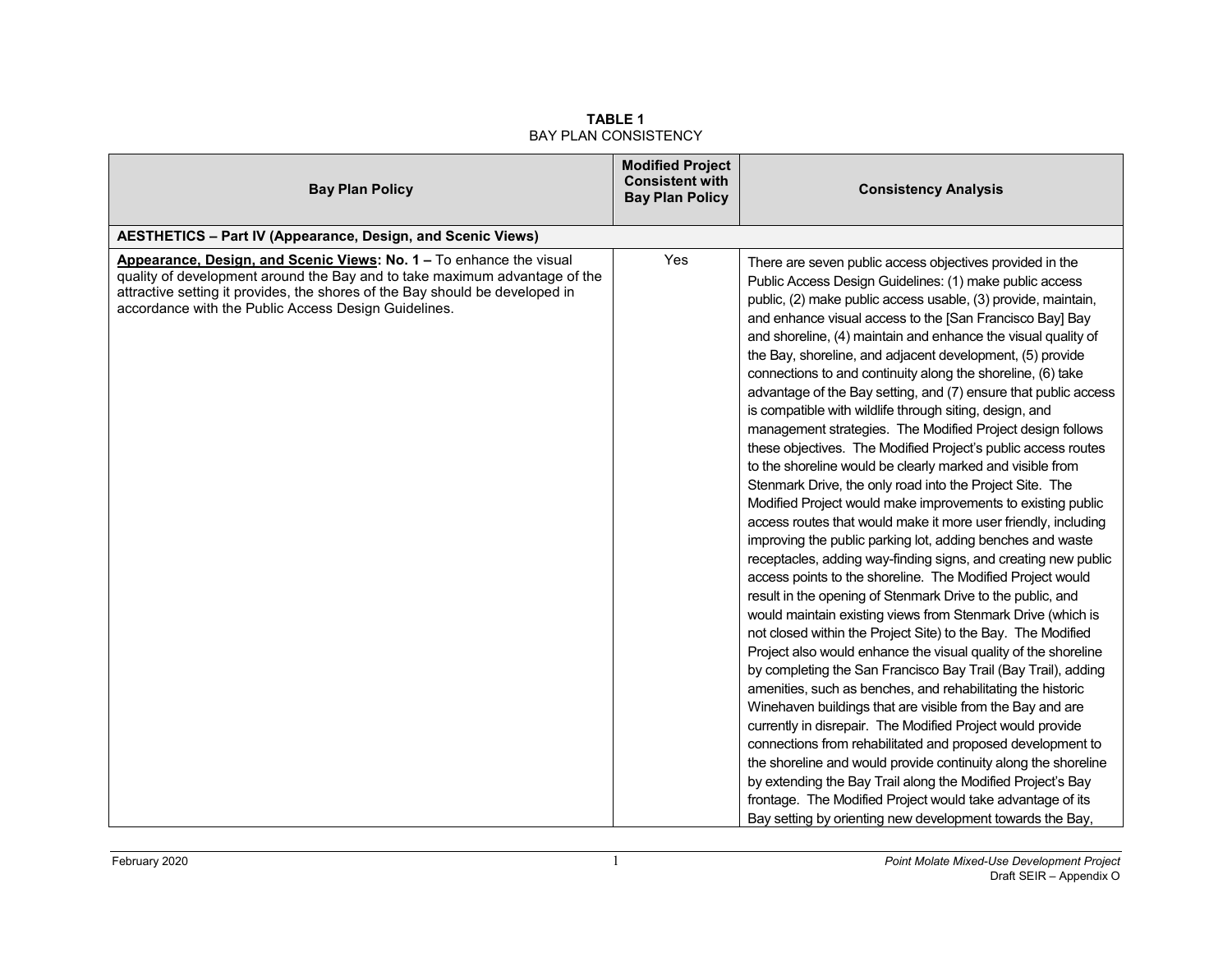**TABLE 1**
BAY PLAN CONSISTENCY

| Bay Plan Policy | Modified Project Consistent with Bay Plan Policy | Consistency Analysis |
|---|---|---|
| **AESTHETICS – Part IV (Appearance, Design, and Scenic Views)** | | |
| **Appearance, Design, and Scenic Views: No. 1 –** To enhance the visual quality of development around the Bay and to take maximum advantage of the attractive setting it provides, the shores of the Bay should be developed in accordance with the Public Access Design Guidelines. | Yes | There are seven public access objectives provided in the Public Access Design Guidelines: (1) make public access public, (2) make public access usable, (3) provide, maintain, and enhance visual access to the [San Francisco Bay] Bay and shoreline, (4) maintain and enhance the visual quality of the Bay, shoreline, and adjacent development, (5) provide connections to and continuity along the shoreline, (6) take advantage of the Bay setting, and (7) ensure that public access is compatible with wildlife through siting, design, and management strategies. The Modified Project design follows these objectives. The Modified Project's public access routes to the shoreline would be clearly marked and visible from Stenmark Drive, the only road into the Project Site. The Modified Project would make improvements to existing public access routes that would make it more user friendly, including improving the public parking lot, adding benches and waste receptacles, adding way-finding signs, and creating new public access points to the shoreline. The Modified Project would result in the opening of Stenmark Drive to the public, and would maintain existing views from Stenmark Drive (which is not closed within the Project Site) to the Bay. The Modified Project also would enhance the visual quality of the shoreline by completing the San Francisco Bay Trail (Bay Trail), adding amenities, such as benches, and rehabilitating the historic Winehaven buildings that are visible from the Bay and are currently in disrepair. The Modified Project would provide connections from rehabilitated and proposed development to the shoreline and would provide continuity along the shoreline by extending the Bay Trail along the Modified Project's Bay frontage. The Modified Project would take advantage of its Bay setting by orienting new development towards the Bay, |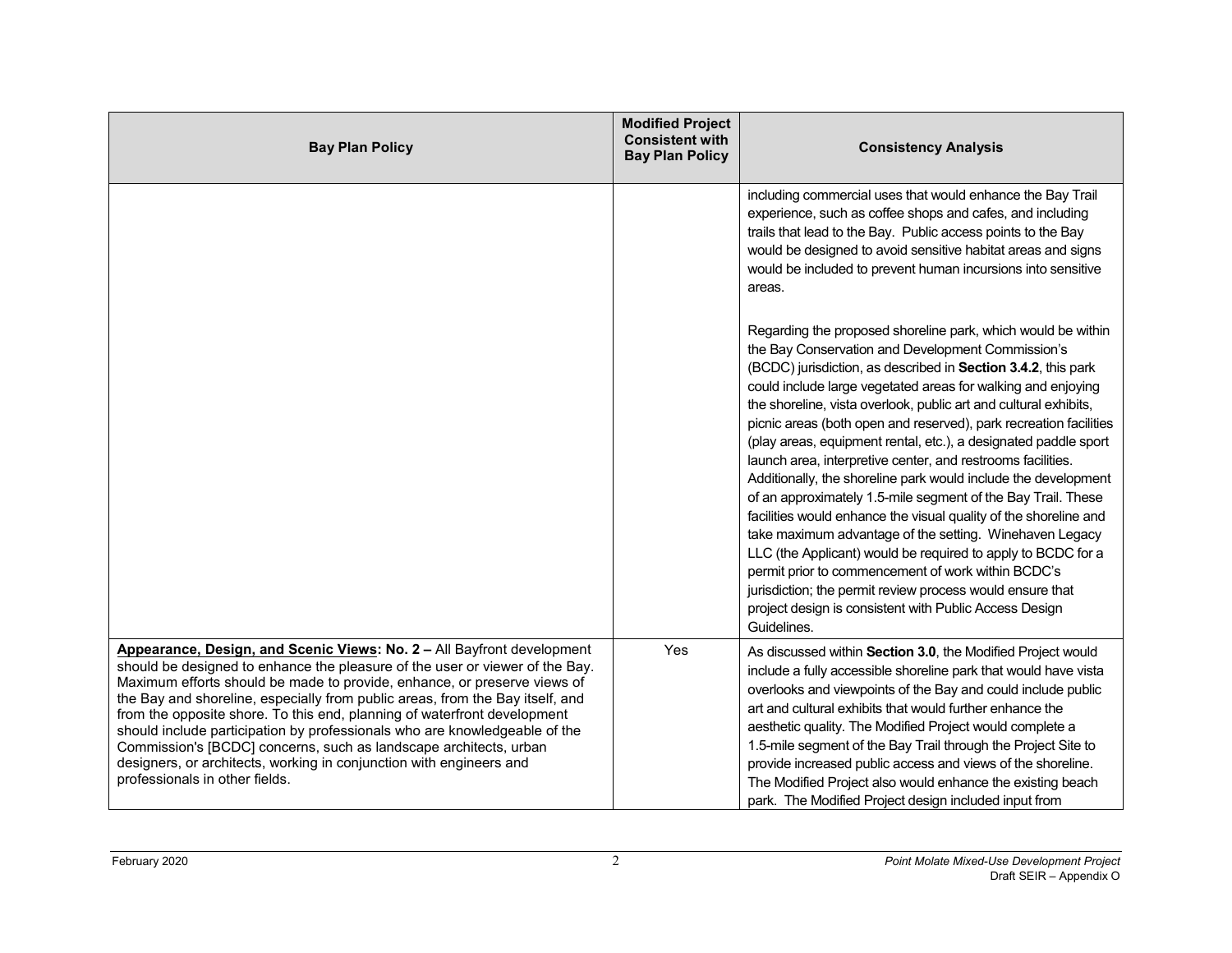| Bay Plan Policy | Modified Project Consistent with Bay Plan Policy | Consistency Analysis |
|---|---|---|
| | | including commercial uses that would enhance the Bay Trail experience, such as coffee shops and cafes, and including trails that lead to the Bay. Public access points to the Bay would be designed to avoid sensitive habitat areas and signs would be included to prevent human incursions into sensitive areas.<br><br>Regarding the proposed shoreline park, which would be within the Bay Conservation and Development Commission's (BCDC) jurisdiction, as described in **Section 3.4.2**, this park could include large vegetated areas for walking and enjoying the shoreline, vista overlook, public art and cultural exhibits, picnic areas (both open and reserved), park recreation facilities (play areas, equipment rental, etc.), a designated paddle sport launch area, interpretive center, and restrooms facilities. Additionally, the shoreline park would include the development of an approximately 1.5-mile segment of the Bay Trail. These facilities would enhance the visual quality of the shoreline and take maximum advantage of the setting. Winehaven Legacy LLC (the Applicant) would be required to apply to BCDC for a permit prior to commencement of work within BCDC's jurisdiction; the permit review process would ensure that project design is consistent with Public Access Design Guidelines. |
| **Appearance, Design, and Scenic Views: No. 2 –** All Bayfront development should be designed to enhance the pleasure of the user or viewer of the Bay. Maximum efforts should be made to provide, enhance, or preserve views of the Bay and shoreline, especially from public areas, from the Bay itself, and from the opposite shore. To this end, planning of waterfront development should include participation by professionals who are knowledgeable of the Commission's [BCDC] concerns, such as landscape architects, urban designers, or architects, working in conjunction with engineers and professionals in other fields. | Yes | As discussed within **Section 3.0**, the Modified Project would include a fully accessible shoreline park that would have vista overlooks and viewpoints of the Bay and could include public art and cultural exhibits that would further enhance the aesthetic quality. The Modified Project would complete a 1.5-mile segment of the Bay Trail through the Project Site to provide increased public access and views of the shoreline. The Modified Project also would enhance the existing beach park. The Modified Project design included input from |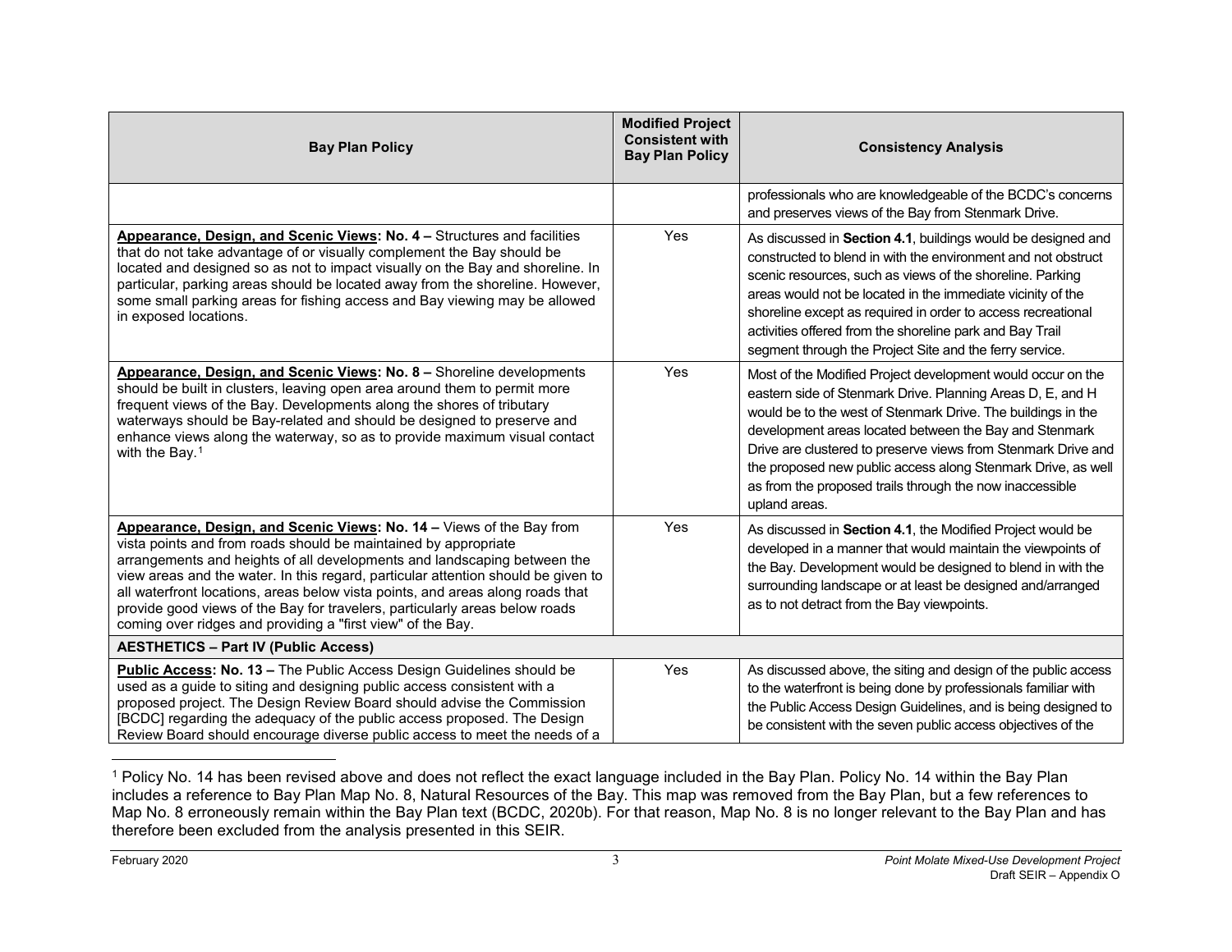| Bay Plan Policy | Modified Project Consistent with Bay Plan Policy | Consistency Analysis |
|---|---|---|
| | | professionals who are knowledgeable of the BCDC's concerns and preserves views of the Bay from Stenmark Drive. |
| **Appearance, Design, and Scenic Views: No. 4 –** Structures and facilities that do not take advantage of or visually complement the Bay should be located and designed so as not to impact visually on the Bay and shoreline. In particular, parking areas should be located away from the shoreline. However, some small parking areas for fishing access and Bay viewing may be allowed in exposed locations. | Yes | As discussed in **Section 4.1**, buildings would be designed and constructed to blend in with the environment and not obstruct scenic resources, such as views of the shoreline. Parking areas would not be located in the immediate vicinity of the shoreline except as required in order to access recreational activities offered from the shoreline park and Bay Trail segment through the Project Site and the ferry service. |
| **Appearance, Design, and Scenic Views: No. 8 –** Shoreline developments should be built in clusters, leaving open area around them to permit more frequent views of the Bay. Developments along the shores of tributary waterways should be Bay-related and should be designed to preserve and enhance views along the waterway, so as to provide maximum visual contact with the Bay.[1] | Yes | Most of the Modified Project development would occur on the eastern side of Stenmark Drive. Planning Areas D, E, and H would be to the west of Stenmark Drive. The buildings in the development areas located between the Bay and Stenmark Drive are clustered to preserve views from Stenmark Drive and the proposed new public access along Stenmark Drive, as well as from the proposed trails through the now inaccessible upland areas. |
| **Appearance, Design, and Scenic Views: No. 14 –** Views of the Bay from vista points and from roads should be maintained by appropriate arrangements and heights of all developments and landscaping between the view areas and the water. In this regard, particular attention should be given to all waterfront locations, areas below vista points, and areas along roads that provide good views of the Bay for travelers, particularly areas below roads coming over ridges and providing a "first view" of the Bay. | Yes | As discussed in **Section 4.1**, the Modified Project would be developed in a manner that would maintain the viewpoints of the Bay. Development would be designed to blend in with the surrounding landscape or at least be designed and/arranged as to not detract from the Bay viewpoints. |
| **AESTHETICS – Part IV (Public Access)** | | |
| **Public Access: No. 13 –** The Public Access Design Guidelines should be used as a guide to siting and designing public access consistent with a proposed project. The Design Review Board should advise the Commission [BCDC] regarding the adequacy of the public access proposed. The Design Review Board should encourage diverse public access to meet the needs of a | Yes | As discussed above, the siting and design of the public access to the waterfront is being done by professionals familiar with the Public Access Design Guidelines, and is being designed to be consistent with the seven public access objectives of the |

[1] Policy No. 14 has been revised above and does not reflect the exact language included in the Bay Plan. Policy No. 14 within the Bay Plan includes a reference to Bay Plan Map No. 8, Natural Resources of the Bay. This map was removed from the Bay Plan, but a few references to Map No. 8 erroneously remain within the Bay Plan text (BCDC, 2020b). For that reason, Map No. 8 is no longer relevant to the Bay Plan and has therefore been excluded from the analysis presented in this SEIR.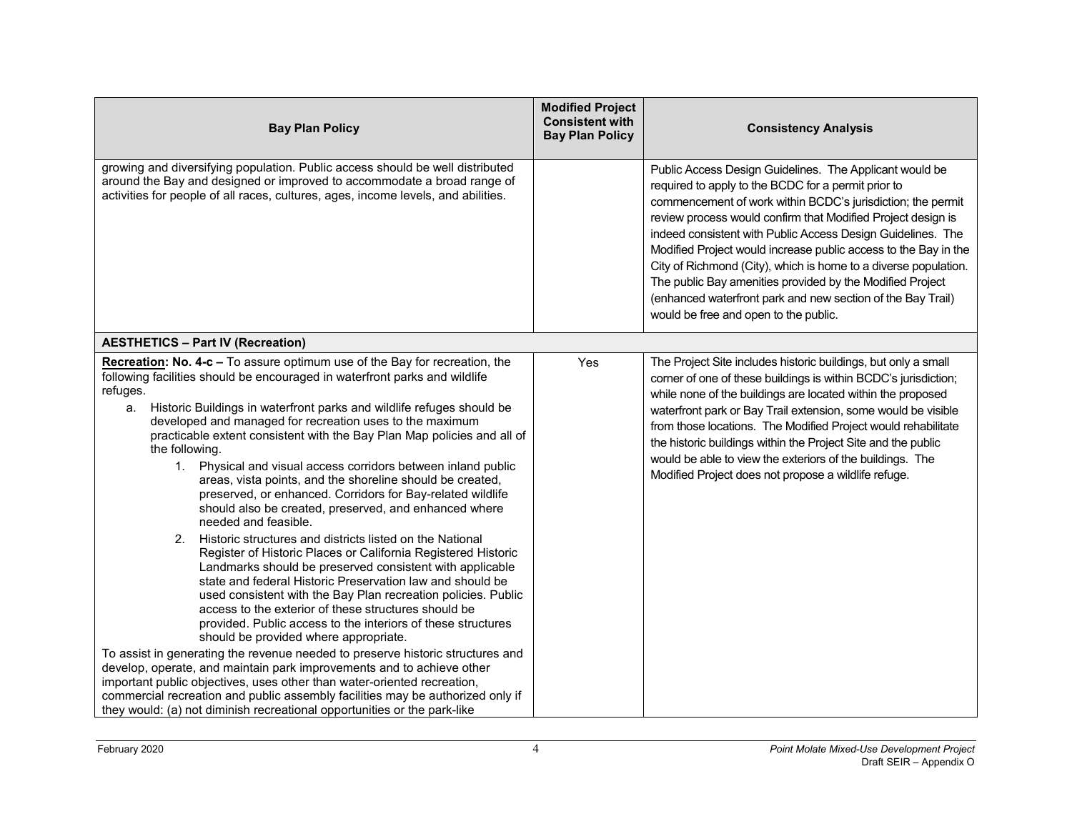| Bay Plan Policy | Modified Project Consistent with Bay Plan Policy | Consistency Analysis |
|---|---|---|
| growing and diversifying population. Public access should be well distributed around the Bay and designed or improved to accommodate a broad range of activities for people of all races, cultures, ages, income levels, and abilities. | | Public Access Design Guidelines. The Applicant would be required to apply to the BCDC for a permit prior to commencement of work within BCDC's jurisdiction; the permit review process would confirm that Modified Project design is indeed consistent with Public Access Design Guidelines. The Modified Project would increase public access to the Bay in the City of Richmond (City), which is home to a diverse population. The public Bay amenities provided by the Modified Project (enhanced waterfront park and new section of the Bay Trail) would be free and open to the public. |
| **AESTHETICS – Part IV (Recreation)** | | |
| <u>**Recreation**</u>: **No. 4-c –** To assure optimum use of the Bay for recreation, the following facilities should be encouraged in waterfront parks and wildlife refuges.<br>a. Historic Buildings in waterfront parks and wildlife refuges should be developed and managed for recreation uses to the maximum practicable extent consistent with the Bay Plan Map policies and all of the following.<br>1. Physical and visual access corridors between inland public areas, vista points, and the shoreline should be created, preserved, or enhanced. Corridors for Bay-related wildlife should also be created, preserved, and enhanced where needed and feasible.<br>2. Historic structures and districts listed on the National Register of Historic Places or California Registered Historic Landmarks should be preserved consistent with applicable state and federal Historic Preservation law and should be used consistent with the Bay Plan recreation policies. Public access to the exterior of these structures should be provided. Public access to the interiors of these structures should be provided where appropriate.<br>To assist in generating the revenue needed to preserve historic structures and develop, operate, and maintain park improvements and to achieve other important public objectives, uses other than water-oriented recreation, commercial recreation and public assembly facilities may be authorized only if they would: (a) not diminish recreational opportunities or the park-like | Yes | The Project Site includes historic buildings, but only a small corner of one of these buildings is within BCDC's jurisdiction; while none of the buildings are located within the proposed waterfront park or Bay Trail extension, some would be visible from those locations. The Modified Project would rehabilitate the historic buildings within the Project Site and the public would be able to view the exteriors of the buildings. The Modified Project does not propose a wildlife refuge. |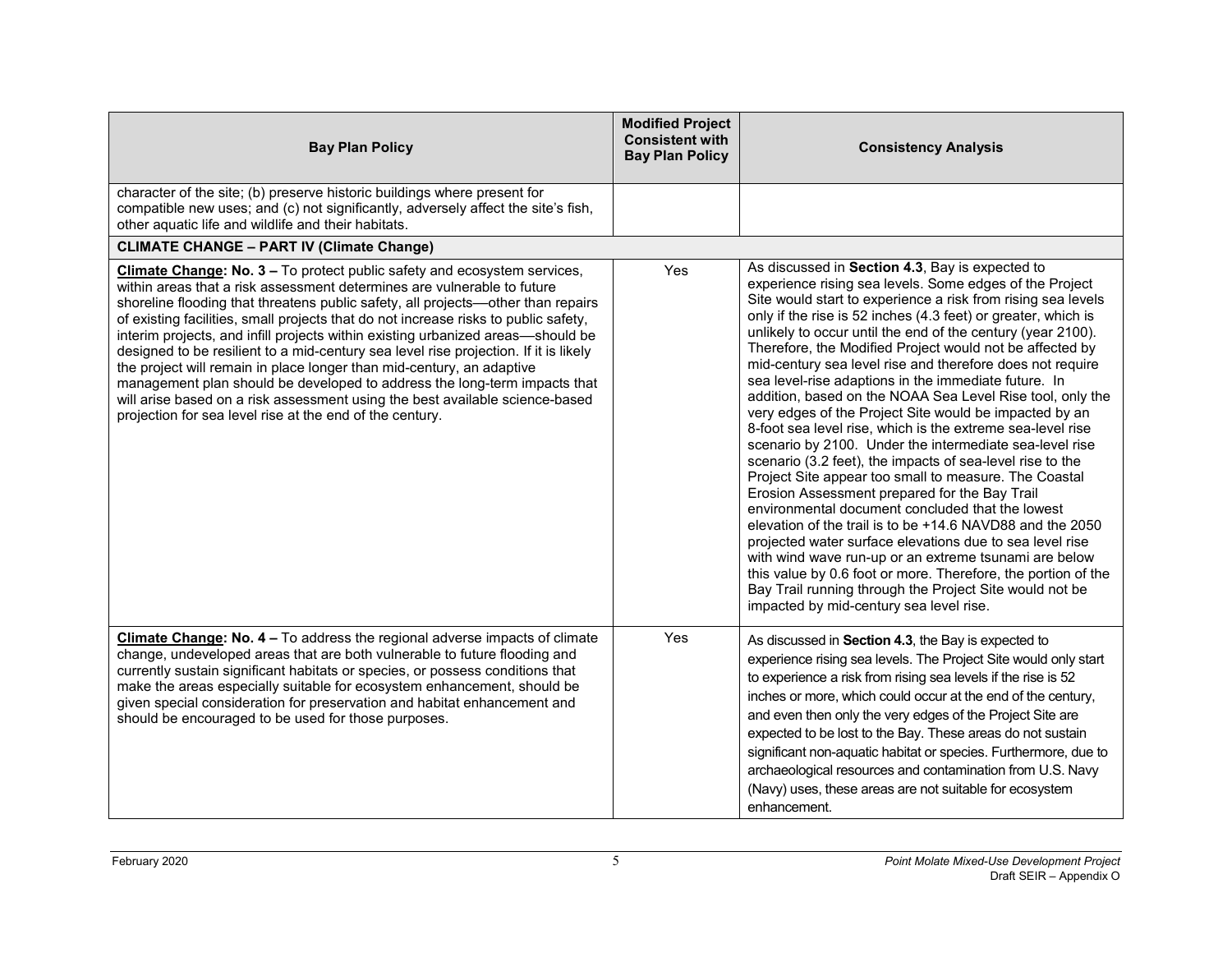| Bay Plan Policy | Modified Project Consistent with Bay Plan Policy | Consistency Analysis |
|---|---|---|
| character of the site; (b) preserve historic buildings where present for compatible new uses; and (c) not significantly, adversely affect the site's fish, other aquatic life and wildlife and their habitats. | | |
| **CLIMATE CHANGE – PART IV (Climate Change)** | | |
| **Climate Change: No. 3 –** To protect public safety and ecosystem services, within areas that a risk assessment determines are vulnerable to future shoreline flooding that threatens public safety, all projects—other than repairs of existing facilities, small projects that do not increase risks to public safety, interim projects, and infill projects within existing urbanized areas—should be designed to be resilient to a mid-century sea level rise projection. If it is likely the project will remain in place longer than mid-century, an adaptive management plan should be developed to address the long-term impacts that will arise based on a risk assessment using the best available science-based projection for sea level rise at the end of the century. | Yes | As discussed in **Section 4.3**, Bay is expected to experience rising sea levels. Some edges of the Project Site would start to experience a risk from rising sea levels only if the rise is 52 inches (4.3 feet) or greater, which is unlikely to occur until the end of the century (year 2100). Therefore, the Modified Project would not be affected by mid-century sea level rise and therefore does not require sea level-rise adaptions in the immediate future. In addition, based on the NOAA Sea Level Rise tool, only the very edges of the Project Site would be impacted by an 8-foot sea level rise, which is the extreme sea-level rise scenario by 2100. Under the intermediate sea-level rise scenario (3.2 feet), the impacts of sea-level rise to the Project Site appear too small to measure. The Coastal Erosion Assessment prepared for the Bay Trail environmental document concluded that the lowest elevation of the trail is to be +14.6 NAVD88 and the 2050 projected water surface elevations due to sea level rise with wind wave run-up or an extreme tsunami are below this value by 0.6 foot or more. Therefore, the portion of the Bay Trail running through the Project Site would not be impacted by mid-century sea level rise. |
| **Climate Change: No. 4 –** To address the regional adverse impacts of climate change, undeveloped areas that are both vulnerable to future flooding and currently sustain significant habitats or species, or possess conditions that make the areas especially suitable for ecosystem enhancement, should be given special consideration for preservation and habitat enhancement and should be encouraged to be used for those purposes. | Yes | As discussed in **Section 4.3**, the Bay is expected to experience rising sea levels. The Project Site would only start to experience a risk from rising sea levels if the rise is 52 inches or more, which could occur at the end of the century, and even then only the very edges of the Project Site are expected to be lost to the Bay. These areas do not sustain significant non-aquatic habitat or species. Furthermore, due to archaeological resources and contamination from U.S. Navy (Navy) uses, these areas are not suitable for ecosystem enhancement. |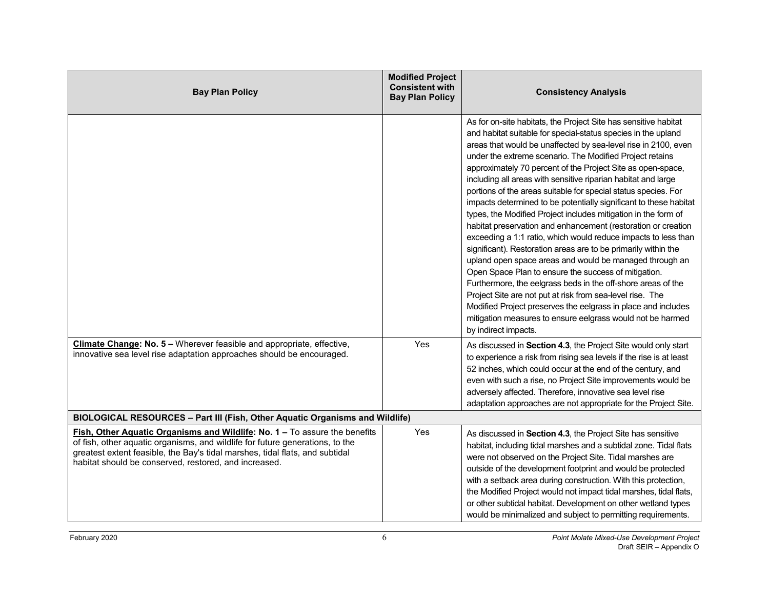| Bay Plan Policy | Modified Project Consistent with Bay Plan Policy | Consistency Analysis |
|---|---|---|
| | | As for on-site habitats, the Project Site has sensitive habitat and habitat suitable for special-status species in the upland areas that would be unaffected by sea-level rise in 2100, even under the extreme scenario. The Modified Project retains approximately 70 percent of the Project Site as open-space, including all areas with sensitive riparian habitat and large portions of the areas suitable for special status species. For impacts determined to be potentially significant to these habitat types, the Modified Project includes mitigation in the form of habitat preservation and enhancement (restoration or creation exceeding a 1:1 ratio, which would reduce impacts to less than significant). Restoration areas are to be primarily within the upland open space areas and would be managed through an Open Space Plan to ensure the success of mitigation. Furthermore, the eelgrass beds in the off-shore areas of the Project Site are not put at risk from sea-level rise. The Modified Project preserves the eelgrass in place and includes mitigation measures to ensure eelgrass would not be harmed by indirect impacts. |
| **<u>Climate Change</u>: No. 5 –** Wherever feasible and appropriate, effective, innovative sea level rise adaptation approaches should be encouraged. | Yes | As discussed in **Section 4.3**, the Project Site would only start to experience a risk from rising sea levels if the rise is at least 52 inches, which could occur at the end of the century, and even with such a rise, no Project Site improvements would be adversely affected. Therefore, innovative sea level rise adaptation approaches are not appropriate for the Project Site. |
| **BIOLOGICAL RESOURCES – Part III (Fish, Other Aquatic Organisms and Wildlife)** | | |
| **<u>Fish, Other Aquatic Organisms and Wildlife</u>: No. 1 –** To assure the benefits of fish, other aquatic organisms, and wildlife for future generations, to the greatest extent feasible, the Bay's tidal marshes, tidal flats, and subtidal habitat should be conserved, restored, and increased. | Yes | As discussed in **Section 4.3**, the Project Site has sensitive habitat, including tidal marshes and a subtidal zone. Tidal flats were not observed on the Project Site. Tidal marshes are outside of the development footprint and would be protected with a setback area during construction. With this protection, the Modified Project would not impact tidal marshes, tidal flats, or other subtidal habitat. Development on other wetland types would be minimalized and subject to permitting requirements. |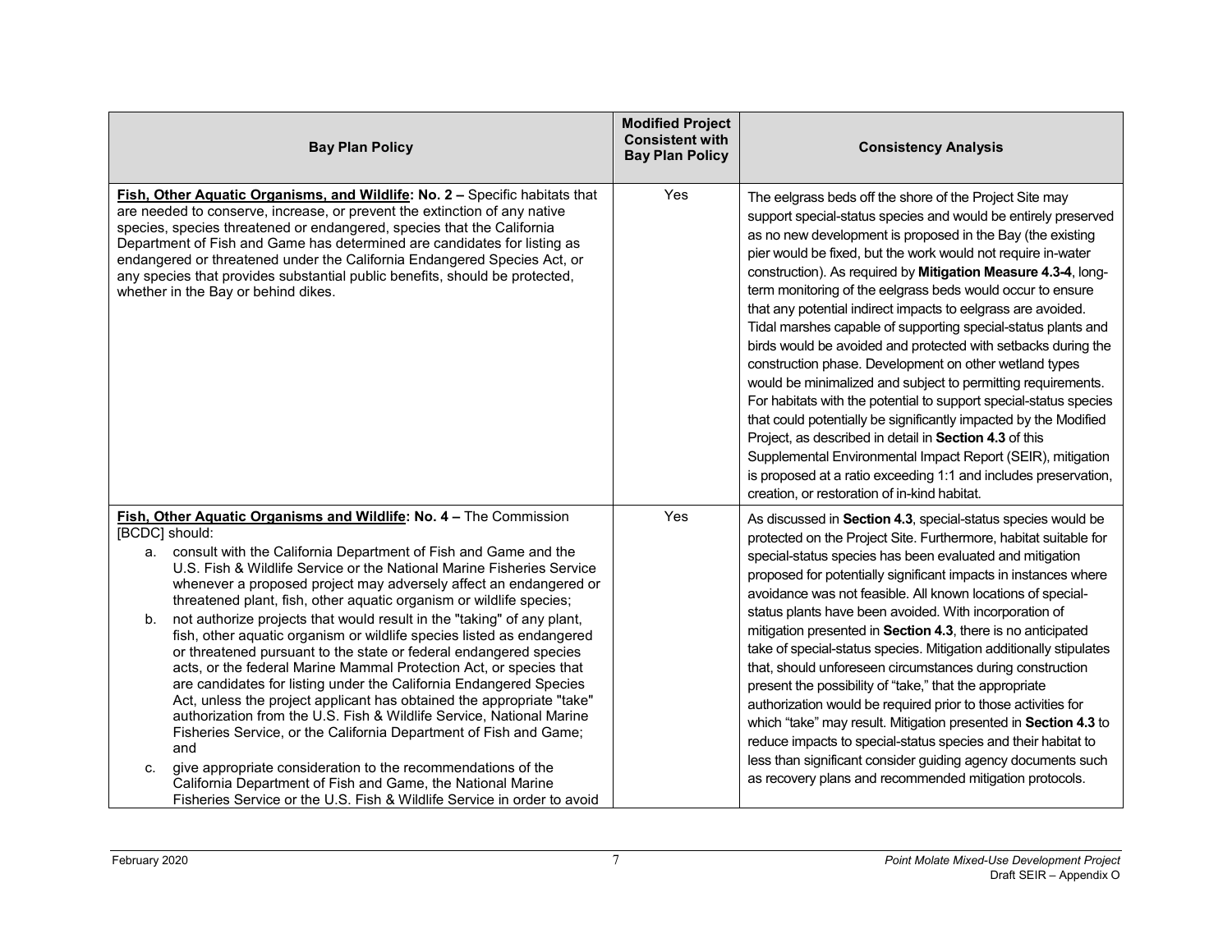| Bay Plan Policy | Modified Project Consistent with Bay Plan Policy | Consistency Analysis |
|---|---|---|
| **Fish, Other Aquatic Organisms, and Wildlife: No. 2 –** Specific habitats that are needed to conserve, increase, or prevent the extinction of any native species, species threatened or endangered, species that the California Department of Fish and Game has determined are candidates for listing as endangered or threatened under the California Endangered Species Act, or any species that provides substantial public benefits, should be protected, whether in the Bay or behind dikes. | Yes | The eelgrass beds off the shore of the Project Site may support special-status species and would be entirely preserved as no new development is proposed in the Bay (the existing pier would be fixed, but the work would not require in-water construction). As required by **Mitigation Measure 4.3-4**, long-term monitoring of the eelgrass beds would occur to ensure that any potential indirect impacts to eelgrass are avoided. Tidal marshes capable of supporting special-status plants and birds would be avoided and protected with setbacks during the construction phase. Development on other wetland types would be minimalized and subject to permitting requirements. For habitats with the potential to support special-status species that could potentially be significantly impacted by the Modified Project, as described in detail in **Section 4.3** of this Supplemental Environmental Impact Report (SEIR), mitigation is proposed at a ratio exceeding 1:1 and includes preservation, creation, or restoration of in-kind habitat. |
| **Fish, Other Aquatic Organisms and Wildlife: No. 4 –** The Commission [BCDC] should:<br>a. consult with the California Department of Fish and Game and the U.S. Fish & Wildlife Service or the National Marine Fisheries Service whenever a proposed project may adversely affect an endangered or threatened plant, fish, other aquatic organism or wildlife species;<br>b. not authorize projects that would result in the "taking" of any plant, fish, other aquatic organism or wildlife species listed as endangered or threatened pursuant to the state or federal endangered species acts, or the federal Marine Mammal Protection Act, or species that are candidates for listing under the California Endangered Species Act, unless the project applicant has obtained the appropriate "take" authorization from the U.S. Fish & Wildlife Service, National Marine Fisheries Service, or the California Department of Fish and Game; and<br>c. give appropriate consideration to the recommendations of the California Department of Fish and Game, the National Marine Fisheries Service or the U.S. Fish & Wildlife Service in order to avoid | Yes | As discussed in **Section 4.3**, special-status species would be protected on the Project Site. Furthermore, habitat suitable for special-status species has been evaluated and mitigation proposed for potentially significant impacts in instances where avoidance was not feasible. All known locations of special-status plants have been avoided. With incorporation of mitigation presented in **Section 4.3**, there is no anticipated take of special-status species. Mitigation additionally stipulates that, should unforeseen circumstances during construction present the possibility of "take," that the appropriate authorization would be required prior to those activities for which "take" may result. Mitigation presented in **Section 4.3** to reduce impacts to special-status species and their habitat to less than significant consider guiding agency documents such as recovery plans and recommended mitigation protocols. |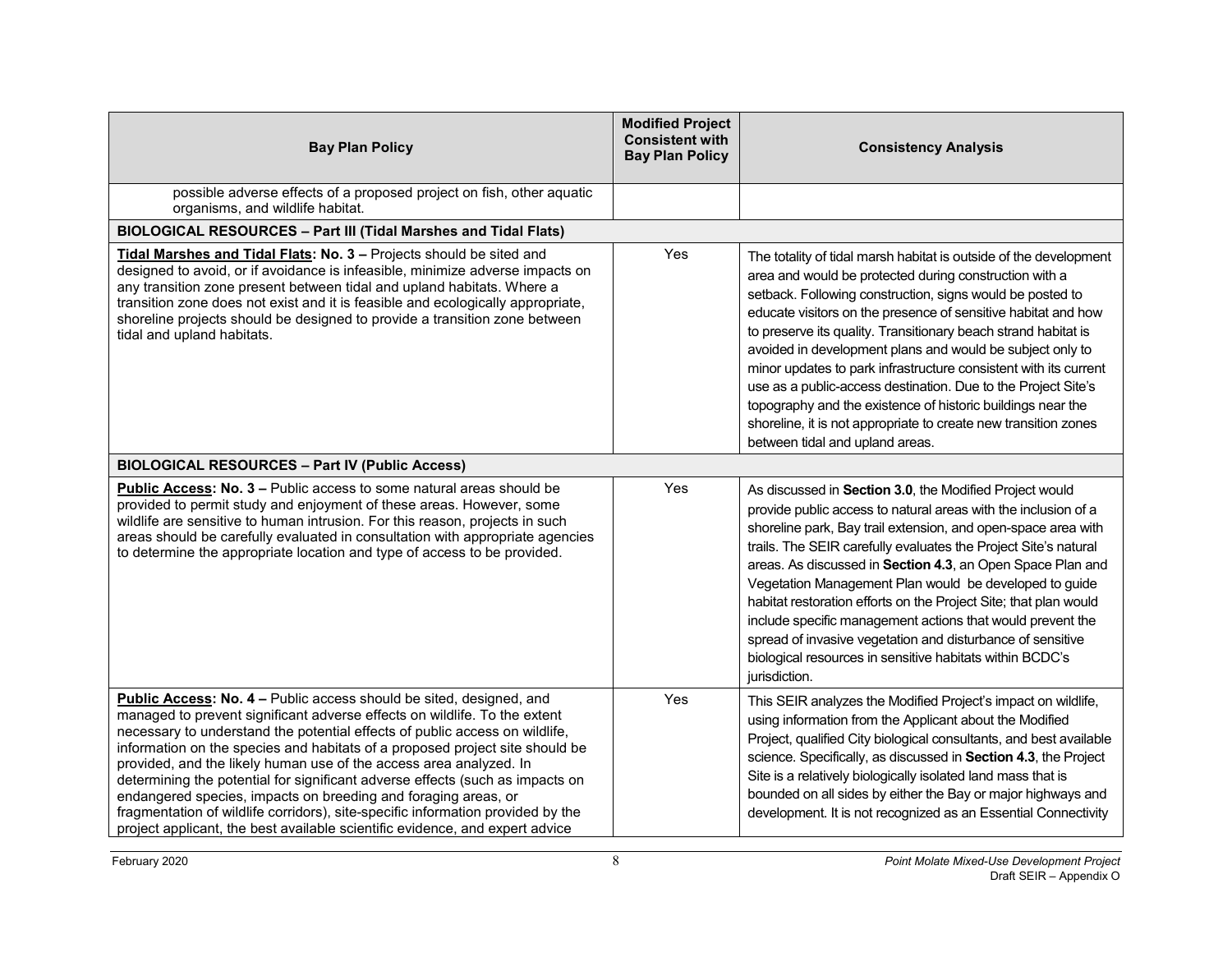| Bay Plan Policy | Modified Project Consistent with Bay Plan Policy | Consistency Analysis |
|---|---|---|
| possible adverse effects of a proposed project on fish, other aquatic organisms, and wildlife habitat. | | |
| **BIOLOGICAL RESOURCES – Part III (Tidal Marshes and Tidal Flats)** | | |
| **Tidal Marshes and Tidal Flats: No. 3 –** Projects should be sited and designed to avoid, or if avoidance is infeasible, minimize adverse impacts on any transition zone present between tidal and upland habitats. Where a transition zone does not exist and it is feasible and ecologically appropriate, shoreline projects should be designed to provide a transition zone between tidal and upland habitats. | Yes | The totality of tidal marsh habitat is outside of the development area and would be protected during construction with a setback. Following construction, signs would be posted to educate visitors on the presence of sensitive habitat and how to preserve its quality. Transitionary beach strand habitat is avoided in development plans and would be subject only to minor updates to park infrastructure consistent with its current use as a public-access destination. Due to the Project Site's topography and the existence of historic buildings near the shoreline, it is not appropriate to create new transition zones between tidal and upland areas. |
| **BIOLOGICAL RESOURCES – Part IV (Public Access)** | | |
| **Public Access: No. 3 –** Public access to some natural areas should be provided to permit study and enjoyment of these areas. However, some wildlife are sensitive to human intrusion. For this reason, projects in such areas should be carefully evaluated in consultation with appropriate agencies to determine the appropriate location and type of access to be provided. | Yes | As discussed in **Section 3.0**, the Modified Project would provide public access to natural areas with the inclusion of a shoreline park, Bay trail extension, and open-space area with trails. The SEIR carefully evaluates the Project Site's natural areas. As discussed in **Section 4.3**, an Open Space Plan and Vegetation Management Plan would be developed to guide habitat restoration efforts on the Project Site; that plan would include specific management actions that would prevent the spread of invasive vegetation and disturbance of sensitive biological resources in sensitive habitats within BCDC's jurisdiction. |
| **Public Access: No. 4 –** Public access should be sited, designed, and managed to prevent significant adverse effects on wildlife. To the extent necessary to understand the potential effects of public access on wildlife, information on the species and habitats of a proposed project site should be provided, and the likely human use of the access area analyzed. In determining the potential for significant adverse effects (such as impacts on endangered species, impacts on breeding and foraging areas, or fragmentation of wildlife corridors), site-specific information provided by the project applicant, the best available scientific evidence, and expert advice | Yes | This SEIR analyzes the Modified Project's impact on wildlife, using information from the Applicant about the Modified Project, qualified City biological consultants, and best available science. Specifically, as discussed in **Section 4.3**, the Project Site is a relatively biologically isolated land mass that is bounded on all sides by either the Bay or major highways and development. It is not recognized as an Essential Connectivity |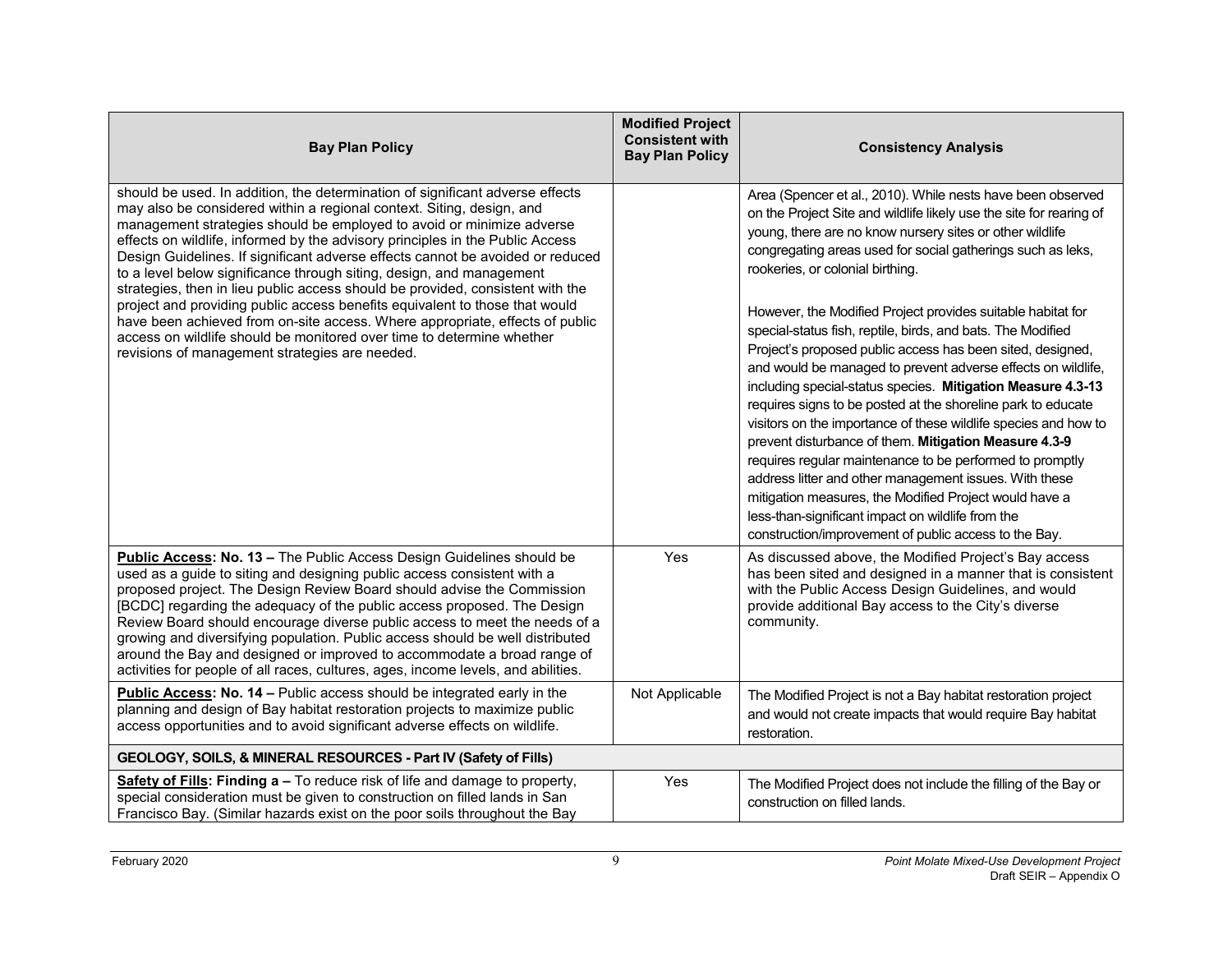| Bay Plan Policy | Modified Project Consistent with Bay Plan Policy | Consistency Analysis |
|---|---|---|
| should be used. In addition, the determination of significant adverse effects may also be considered within a regional context. Siting, design, and management strategies should be employed to avoid or minimize adverse effects on wildlife, informed by the advisory principles in the Public Access Design Guidelines. If significant adverse effects cannot be avoided or reduced to a level below significance through siting, design, and management strategies, then in lieu public access should be provided, consistent with the project and providing public access benefits equivalent to those that would have been achieved from on-site access. Where appropriate, effects of public access on wildlife should be monitored over time to determine whether revisions of management strategies are needed. | | Area (Spencer et al., 2010). While nests have been observed on the Project Site and wildlife likely use the site for rearing of young, there are no know nursery sites or other wildlife congregating areas used for social gatherings such as leks, rookeries, or colonial birthing.<br><br>However, the Modified Project provides suitable habitat for special-status fish, reptile, birds, and bats. The Modified Project's proposed public access has been sited, designed, and would be managed to prevent adverse effects on wildlife, including special-status species. **Mitigation Measure 4.3-13** requires signs to be posted at the shoreline park to educate visitors on the importance of these wildlife species and how to prevent disturbance of them. **Mitigation Measure 4.3-9** requires regular maintenance to be performed to promptly address litter and other management issues. With these mitigation measures, the Modified Project would have a less-than-significant impact on wildlife from the construction/improvement of public access to the Bay. |
| **Public Access: No. 13 –** The Public Access Design Guidelines should be used as a guide to siting and designing public access consistent with a proposed project. The Design Review Board should advise the Commission [BCDC] regarding the adequacy of the public access proposed. The Design Review Board should encourage diverse public access to meet the needs of a growing and diversifying population. Public access should be well distributed around the Bay and designed or improved to accommodate a broad range of activities for people of all races, cultures, ages, income levels, and abilities. | Yes | As discussed above, the Modified Project's Bay access has been sited and designed in a manner that is consistent with the Public Access Design Guidelines, and would provide additional Bay access to the City's diverse community. |
| **Public Access: No. 14 –** Public access should be integrated early in the planning and design of Bay habitat restoration projects to maximize public access opportunities and to avoid significant adverse effects on wildlife. | Not Applicable | The Modified Project is not a Bay habitat restoration project and would not create impacts that would require Bay habitat restoration. |
| **GEOLOGY, SOILS, & MINERAL RESOURCES - Part IV (Safety of Fills)** | | |
| **Safety of Fills: Finding a –** To reduce risk of life and damage to property, special consideration must be given to construction on filled lands in San Francisco Bay. (Similar hazards exist on the poor soils throughout the Bay | Yes | The Modified Project does not include the filling of the Bay or construction on filled lands. |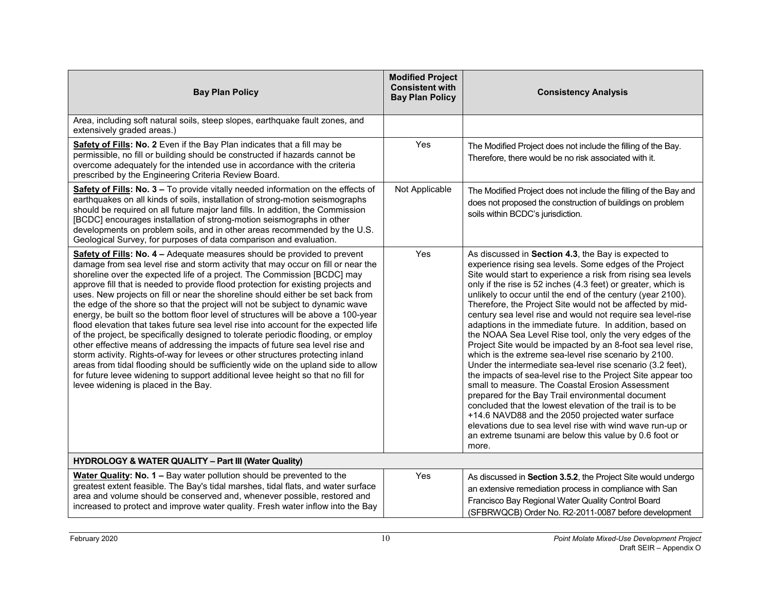| Bay Plan Policy | Modified Project Consistent with Bay Plan Policy | Consistency Analysis |
|---|---|---|
| Area, including soft natural soils, steep slopes, earthquake fault zones, and extensively graded areas.) | | |
| **Safety of Fills: No. 2** Even if the Bay Plan indicates that a fill may be permissible, no fill or building should be constructed if hazards cannot be overcome adequately for the intended use in accordance with the criteria prescribed by the Engineering Criteria Review Board. | Yes | The Modified Project does not include the filling of the Bay. Therefore, there would be no risk associated with it. |
| **Safety of Fills: No. 3 –** To provide vitally needed information on the effects of earthquakes on all kinds of soils, installation of strong-motion seismographs should be required on all future major land fills. In addition, the Commission [BCDC] encourages installation of strong-motion seismographs in other developments on problem soils, and in other areas recommended by the U.S. Geological Survey, for purposes of data comparison and evaluation. | Not Applicable | The Modified Project does not include the filling of the Bay and does not proposed the construction of buildings on problem soils within BCDC's jurisdiction. |
| **Safety of Fills: No. 4 –** Adequate measures should be provided to prevent damage from sea level rise and storm activity that may occur on fill or near the shoreline over the expected life of a project. The Commission [BCDC] may approve fill that is needed to provide flood protection for existing projects and uses. New projects on fill or near the shoreline should either be set back from the edge of the shore so that the project will not be subject to dynamic wave energy, be built so the bottom floor level of structures will be above a 100-year flood elevation that takes future sea level rise into account for the expected life of the project, be specifically designed to tolerate periodic flooding, or employ other effective means of addressing the impacts of future sea level rise and storm activity. Rights-of-way for levees or other structures protecting inland areas from tidal flooding should be sufficiently wide on the upland side to allow for future levee widening to support additional levee height so that no fill for levee widening is placed in the Bay. | Yes | As discussed in **Section 4.3**, the Bay is expected to experience rising sea levels. Some edges of the Project Site would start to experience a risk from rising sea levels only if the rise is 52 inches (4.3 feet) or greater, which is unlikely to occur until the end of the century (year 2100). Therefore, the Project Site would not be affected by mid-century sea level rise and would not require sea level-rise adaptions in the immediate future. In addition, based on the NOAA Sea Level Rise tool, only the very edges of the Project Site would be impacted by an 8-foot sea level rise, which is the extreme sea-level rise scenario by 2100. Under the intermediate sea-level rise scenario (3.2 feet), the impacts of sea-level rise to the Project Site appear too small to measure. The Coastal Erosion Assessment prepared for the Bay Trail environmental document concluded that the lowest elevation of the trail is to be +14.6 NAVD88 and the 2050 projected water surface elevations due to sea level rise with wind wave run-up or an extreme tsunami are below this value by 0.6 foot or more. |
| **HYDROLOGY & WATER QUALITY – Part III (Water Quality)** | | |
| **Water Quality: No. 1 –** Bay water pollution should be prevented to the greatest extent feasible. The Bay's tidal marshes, tidal flats, and water surface area and volume should be conserved and, whenever possible, restored and increased to protect and improve water quality. Fresh water inflow into the Bay | Yes | As discussed in **Section 3.5.2**, the Project Site would undergo an extensive remediation process in compliance with San Francisco Bay Regional Water Quality Control Board (SFBRWQCB) Order No. R2-2011-0087 before development |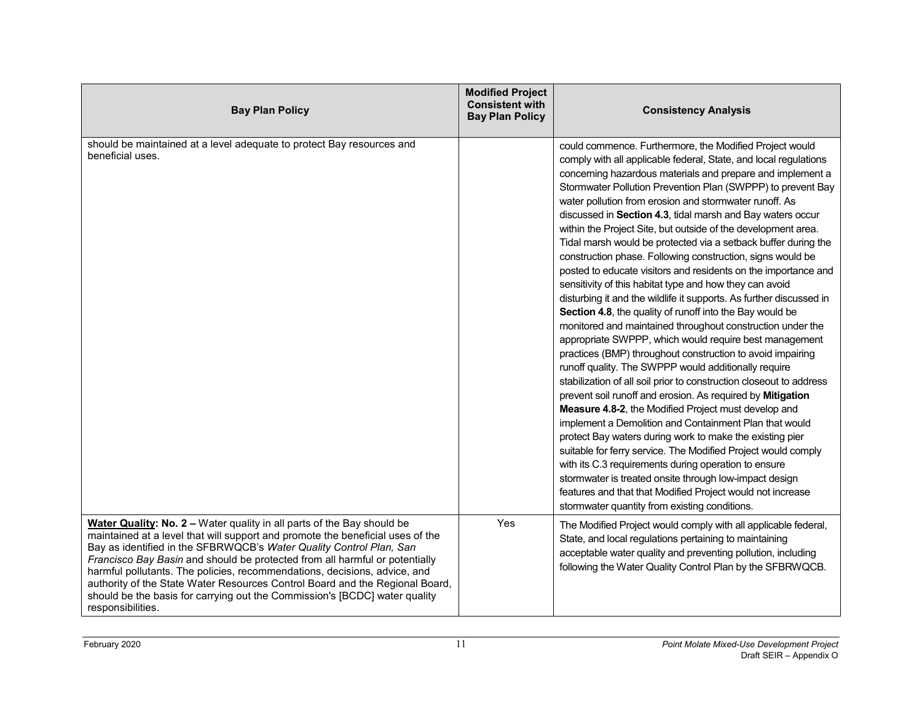| Bay Plan Policy | Modified Project Consistent with Bay Plan Policy | Consistency Analysis |
|---|---|---|
| should be maintained at a level adequate to protect Bay resources and beneficial uses. | | could commence. Furthermore, the Modified Project would comply with all applicable federal, State, and local regulations concerning hazardous materials and prepare and implement a Stormwater Pollution Prevention Plan (SWPPP) to prevent Bay water pollution from erosion and stormwater runoff. As discussed in **Section 4.3**, tidal marsh and Bay waters occur within the Project Site, but outside of the development area. Tidal marsh would be protected via a setback buffer during the construction phase. Following construction, signs would be posted to educate visitors and residents on the importance and sensitivity of this habitat type and how they can avoid disturbing it and the wildlife it supports. As further discussed in **Section 4.8**, the quality of runoff into the Bay would be monitored and maintained throughout construction under the appropriate SWPPP, which would require best management practices (BMP) throughout construction to avoid impairing runoff quality. The SWPPP would additionally require stabilization of all soil prior to construction closeout to address prevent soil runoff and erosion. As required by **Mitigation Measure 4.8-2**, the Modified Project must develop and implement a Demolition and Containment Plan that would protect Bay waters during work to make the existing pier suitable for ferry service. The Modified Project would comply with its C.3 requirements during operation to ensure stormwater is treated onsite through low-impact design features and that that Modified Project would not increase stormwater quantity from existing conditions. |
| **Water Quality: No. 2 –** Water quality in all parts of the Bay should be maintained at a level that will support and promote the beneficial uses of the Bay as identified in the SFBRWQCB's *Water Quality Control Plan, San Francisco Bay Basin* and should be protected from all harmful or potentially harmful pollutants. The policies, recommendations, decisions, advice, and authority of the State Water Resources Control Board and the Regional Board, should be the basis for carrying out the Commission's [BCDC] water quality responsibilities. | Yes | The Modified Project would comply with all applicable federal, State, and local regulations pertaining to maintaining acceptable water quality and preventing pollution, including following the Water Quality Control Plan by the SFBRWQCB. |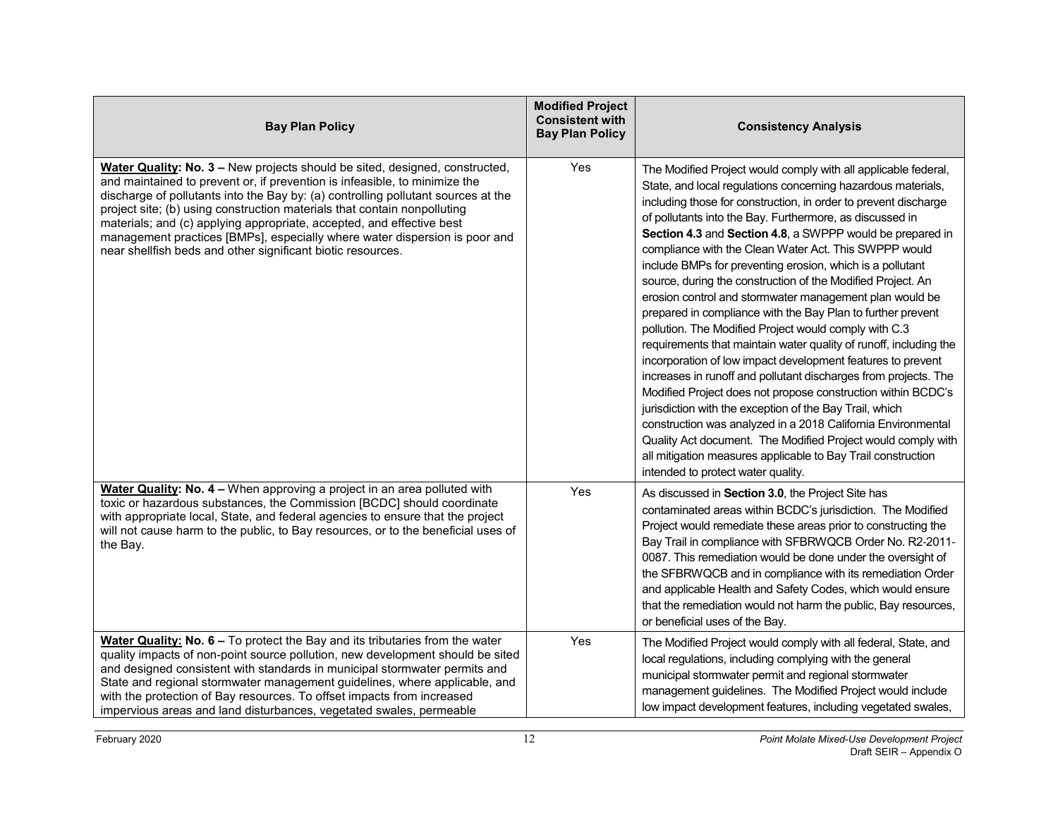| Bay Plan Policy | Modified Project Consistent with Bay Plan Policy | Consistency Analysis |
|---|---|---|
| **Water Quality: No. 3 –** New projects should be sited, designed, constructed, and maintained to prevent or, if prevention is infeasible, to minimize the discharge of pollutants into the Bay by: (a) controlling pollutant sources at the project site; (b) using construction materials that contain nonpolluting materials; and (c) applying appropriate, accepted, and effective best management practices [BMPs], especially where water dispersion is poor and near shellfish beds and other significant biotic resources. | Yes | The Modified Project would comply with all applicable federal, State, and local regulations concerning hazardous materials, including those for construction, in order to prevent discharge of pollutants into the Bay. Furthermore, as discussed in **Section 4.3** and **Section 4.8**, a SWPPP would be prepared in compliance with the Clean Water Act. This SWPPP would include BMPs for preventing erosion, which is a pollutant source, during the construction of the Modified Project. An erosion control and stormwater management plan would be prepared in compliance with the Bay Plan to further prevent pollution. The Modified Project would comply with C.3 requirements that maintain water quality of runoff, including the incorporation of low impact development features to prevent increases in runoff and pollutant discharges from projects. The Modified Project does not propose construction within BCDC's jurisdiction with the exception of the Bay Trail, which construction was analyzed in a 2018 California Environmental Quality Act document. The Modified Project would comply with all mitigation measures applicable to Bay Trail construction intended to protect water quality. |
| **Water Quality: No. 4 –** When approving a project in an area polluted with toxic or hazardous substances, the Commission [BCDC] should coordinate with appropriate local, State, and federal agencies to ensure that the project will not cause harm to the public, to Bay resources, or to the beneficial uses of the Bay. | Yes | As discussed in **Section 3.0**, the Project Site has contaminated areas within BCDC's jurisdiction. The Modified Project would remediate these areas prior to constructing the Bay Trail in compliance with SFBRWQCB Order No. R2-2011-0087. This remediation would be done under the oversight of the SFBRWQCB and in compliance with its remediation Order and applicable Health and Safety Codes, which would ensure that the remediation would not harm the public, Bay resources, or beneficial uses of the Bay. |
| **Water Quality: No. 6 –** To protect the Bay and its tributaries from the water quality impacts of non-point source pollution, new development should be sited and designed consistent with standards in municipal stormwater permits and State and regional stormwater management guidelines, where applicable, and with the protection of Bay resources. To offset impacts from increased impervious areas and land disturbances, vegetated swales, permeable | Yes | The Modified Project would comply with all federal, State, and local regulations, including complying with the general municipal stormwater permit and regional stormwater management guidelines. The Modified Project would include low impact development features, including vegetated swales, |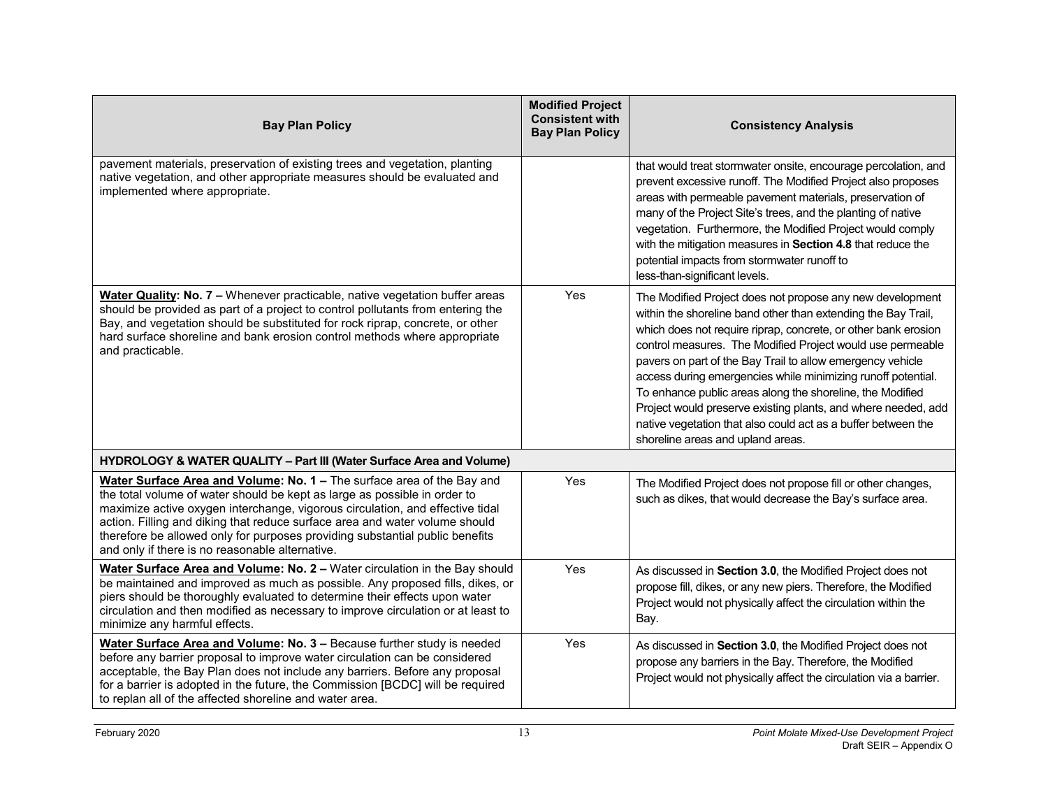| Bay Plan Policy | Modified Project Consistent with Bay Plan Policy | Consistency Analysis |
|---|---|---|
| pavement materials, preservation of existing trees and vegetation, planting native vegetation, and other appropriate measures should be evaluated and implemented where appropriate. | | that would treat stormwater onsite, encourage percolation, and prevent excessive runoff. The Modified Project also proposes areas with permeable pavement materials, preservation of many of the Project Site's trees, and the planting of native vegetation. Furthermore, the Modified Project would comply with the mitigation measures in **Section 4.8** that reduce the potential impacts from stormwater runoff to less-than-significant levels. |
| **Water Quality: No. 7 –** Whenever practicable, native vegetation buffer areas should be provided as part of a project to control pollutants from entering the Bay, and vegetation should be substituted for rock riprap, concrete, or other hard surface shoreline and bank erosion control methods where appropriate and practicable. | Yes | The Modified Project does not propose any new development within the shoreline band other than extending the Bay Trail, which does not require riprap, concrete, or other bank erosion control measures. The Modified Project would use permeable pavers on part of the Bay Trail to allow emergency vehicle access during emergencies while minimizing runoff potential. To enhance public areas along the shoreline, the Modified Project would preserve existing plants, and where needed, add native vegetation that also could act as a buffer between the shoreline areas and upland areas. |
| **HYDROLOGY & WATER QUALITY – Part III (Water Surface Area and Volume)** | | |
| **Water Surface Area and Volume: No. 1 –** The surface area of the Bay and the total volume of water should be kept as large as possible in order to maximize active oxygen interchange, vigorous circulation, and effective tidal action. Filling and diking that reduce surface area and water volume should therefore be allowed only for purposes providing substantial public benefits and only if there is no reasonable alternative. | Yes | The Modified Project does not propose fill or other changes, such as dikes, that would decrease the Bay's surface area. |
| **Water Surface Area and Volume: No. 2 –** Water circulation in the Bay should be maintained and improved as much as possible. Any proposed fills, dikes, or piers should be thoroughly evaluated to determine their effects upon water circulation and then modified as necessary to improve circulation or at least to minimize any harmful effects. | Yes | As discussed in **Section 3.0**, the Modified Project does not propose fill, dikes, or any new piers. Therefore, the Modified Project would not physically affect the circulation within the Bay. |
| **Water Surface Area and Volume: No. 3 –** Because further study is needed before any barrier proposal to improve water circulation can be considered acceptable, the Bay Plan does not include any barriers. Before any proposal for a barrier is adopted in the future, the Commission [BCDC] will be required to replan all of the affected shoreline and water area. | Yes | As discussed in **Section 3.0**, the Modified Project does not propose any barriers in the Bay. Therefore, the Modified Project would not physically affect the circulation via a barrier. |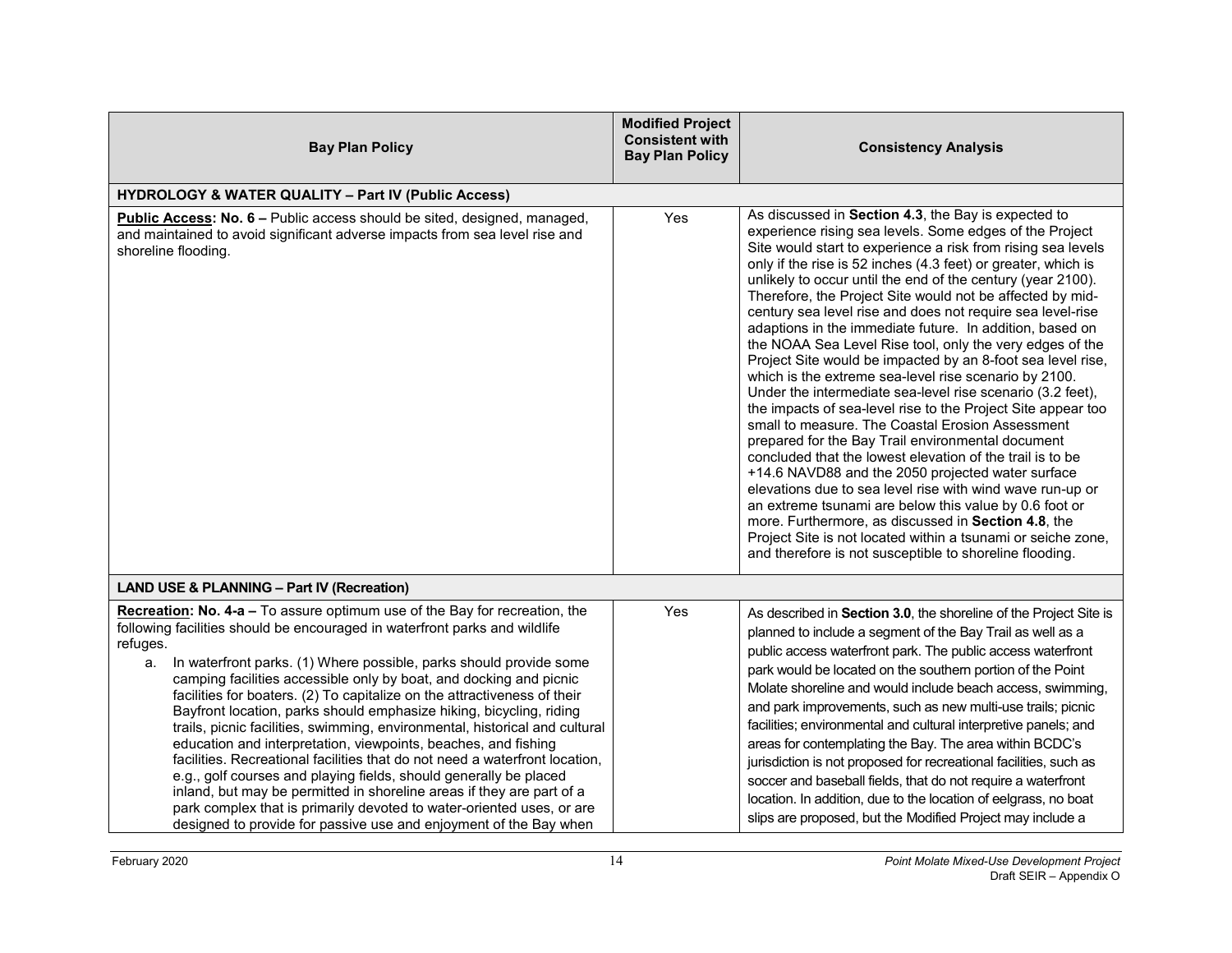| Bay Plan Policy | Modified Project Consistent with Bay Plan Policy | Consistency Analysis |
|---|---|---|
| **HYDROLOGY & WATER QUALITY – Part IV (Public Access)** | | |
| **Public Access: No. 6 –** Public access should be sited, designed, managed, and maintained to avoid significant adverse impacts from sea level rise and shoreline flooding. | Yes | As discussed in **Section 4.3**, the Bay is expected to experience rising sea levels. Some edges of the Project Site would start to experience a risk from rising sea levels only if the rise is 52 inches (4.3 feet) or greater, which is unlikely to occur until the end of the century (year 2100). Therefore, the Project Site would not be affected by mid-century sea level rise and does not require sea level-rise adaptions in the immediate future. In addition, based on the NOAA Sea Level Rise tool, only the very edges of the Project Site would be impacted by an 8-foot sea level rise, which is the extreme sea-level rise scenario by 2100. Under the intermediate sea-level rise scenario (3.2 feet), the impacts of sea-level rise to the Project Site appear too small to measure. The Coastal Erosion Assessment prepared for the Bay Trail environmental document concluded that the lowest elevation of the trail is to be +14.6 NAVD88 and the 2050 projected water surface elevations due to sea level rise with wind wave run-up or an extreme tsunami are below this value by 0.6 foot or more. Furthermore, as discussed in **Section 4.8**, the Project Site is not located within a tsunami or seiche zone, and therefore is not susceptible to shoreline flooding. |
| **LAND USE & PLANNING – Part IV (Recreation)** | | |
| **Recreation: No. 4-a –** To assure optimum use of the Bay for recreation, the following facilities should be encouraged in waterfront parks and wildlife refuges.<br>a. In waterfront parks. (1) Where possible, parks should provide some camping facilities accessible only by boat, and docking and picnic facilities for boaters. (2) To capitalize on the attractiveness of their Bayfront location, parks should emphasize hiking, bicycling, riding trails, picnic facilities, swimming, environmental, historical and cultural education and interpretation, viewpoints, beaches, and fishing facilities. Recreational facilities that do not need a waterfront location, e.g., golf courses and playing fields, should generally be placed inland, but may be permitted in shoreline areas if they are part of a park complex that is primarily devoted to water-oriented uses, or are designed to provide for passive use and enjoyment of the Bay when | Yes | As described in **Section 3.0**, the shoreline of the Project Site is planned to include a segment of the Bay Trail as well as a public access waterfront park. The public access waterfront park would be located on the southern portion of the Point Molate shoreline and would include beach access, swimming, and park improvements, such as new multi-use trails; picnic facilities; environmental and cultural interpretive panels; and areas for contemplating the Bay. The area within BCDC's jurisdiction is not proposed for recreational facilities, such as soccer and baseball fields, that do not require a waterfront location. In addition, due to the location of eelgrass, no boat slips are proposed, but the Modified Project may include a |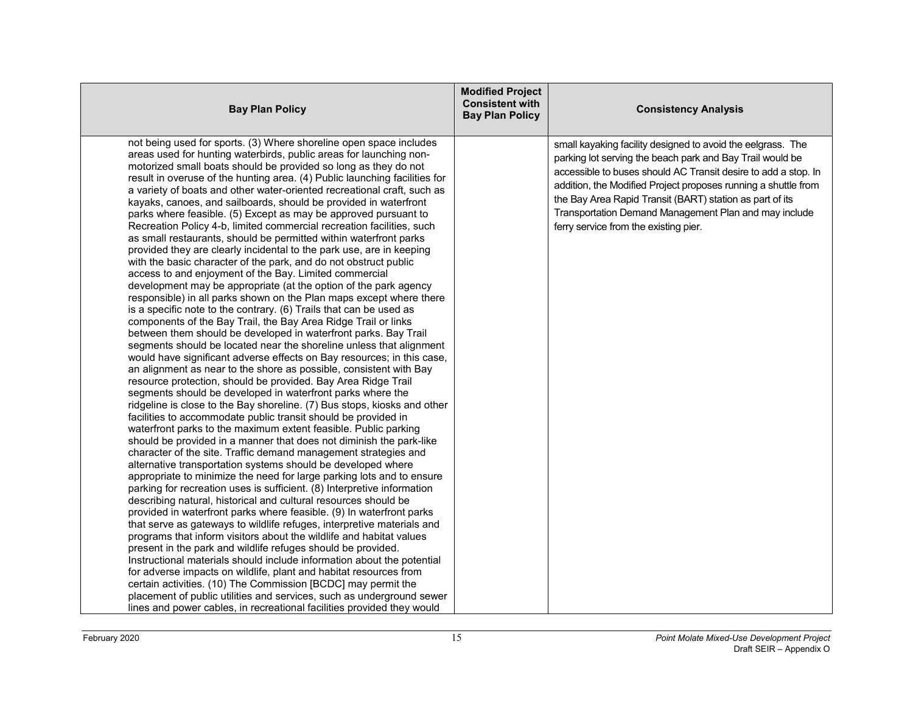| Bay Plan Policy | Modified Project Consistent with Bay Plan Policy | Consistency Analysis |
|---|---|---|
| not being used for sports. (3) Where shoreline open space includes areas used for hunting waterbirds, public areas for launching non-motorized small boats should be provided so long as they do not result in overuse of the hunting area. (4) Public launching facilities for a variety of boats and other water-oriented recreational craft, such as kayaks, canoes, and sailboards, should be provided in waterfront parks where feasible. (5) Except as may be approved pursuant to Recreation Policy 4-b, limited commercial recreation facilities, such as small restaurants, should be permitted within waterfront parks provided they are clearly incidental to the park use, are in keeping with the basic character of the park, and do not obstruct public access to and enjoyment of the Bay. Limited commercial development may be appropriate (at the option of the park agency responsible) in all parks shown on the Plan maps except where there is a specific note to the contrary. (6) Trails that can be used as components of the Bay Trail, the Bay Area Ridge Trail or links between them should be developed in waterfront parks. Bay Trail segments should be located near the shoreline unless that alignment would have significant adverse effects on Bay resources; in this case, an alignment as near to the shore as possible, consistent with Bay resource protection, should be provided. Bay Area Ridge Trail segments should be developed in waterfront parks where the ridgeline is close to the Bay shoreline. (7) Bus stops, kiosks and other facilities to accommodate public transit should be provided in waterfront parks to the maximum extent feasible. Public parking should be provided in a manner that does not diminish the park-like character of the site. Traffic demand management strategies and alternative transportation systems should be developed where appropriate to minimize the need for large parking lots and to ensure parking for recreation uses is sufficient. (8) Interpretive information describing natural, historical and cultural resources should be provided in waterfront parks where feasible. (9) In waterfront parks that serve as gateways to wildlife refuges, interpretive materials and programs that inform visitors about the wildlife and habitat values present in the park and wildlife refuges should be provided. Instructional materials should include information about the potential for adverse impacts on wildlife, plant and habitat resources from certain activities. (10) The Commission [BCDC] may permit the placement of public utilities and services, such as underground sewer lines and power cables, in recreational facilities provided they would | | small kayaking facility designed to avoid the eelgrass. The parking lot serving the beach park and Bay Trail would be accessible to buses should AC Transit desire to add a stop. In addition, the Modified Project proposes running a shuttle from the Bay Area Rapid Transit (BART) station as part of its Transportation Demand Management Plan and may include ferry service from the existing pier. |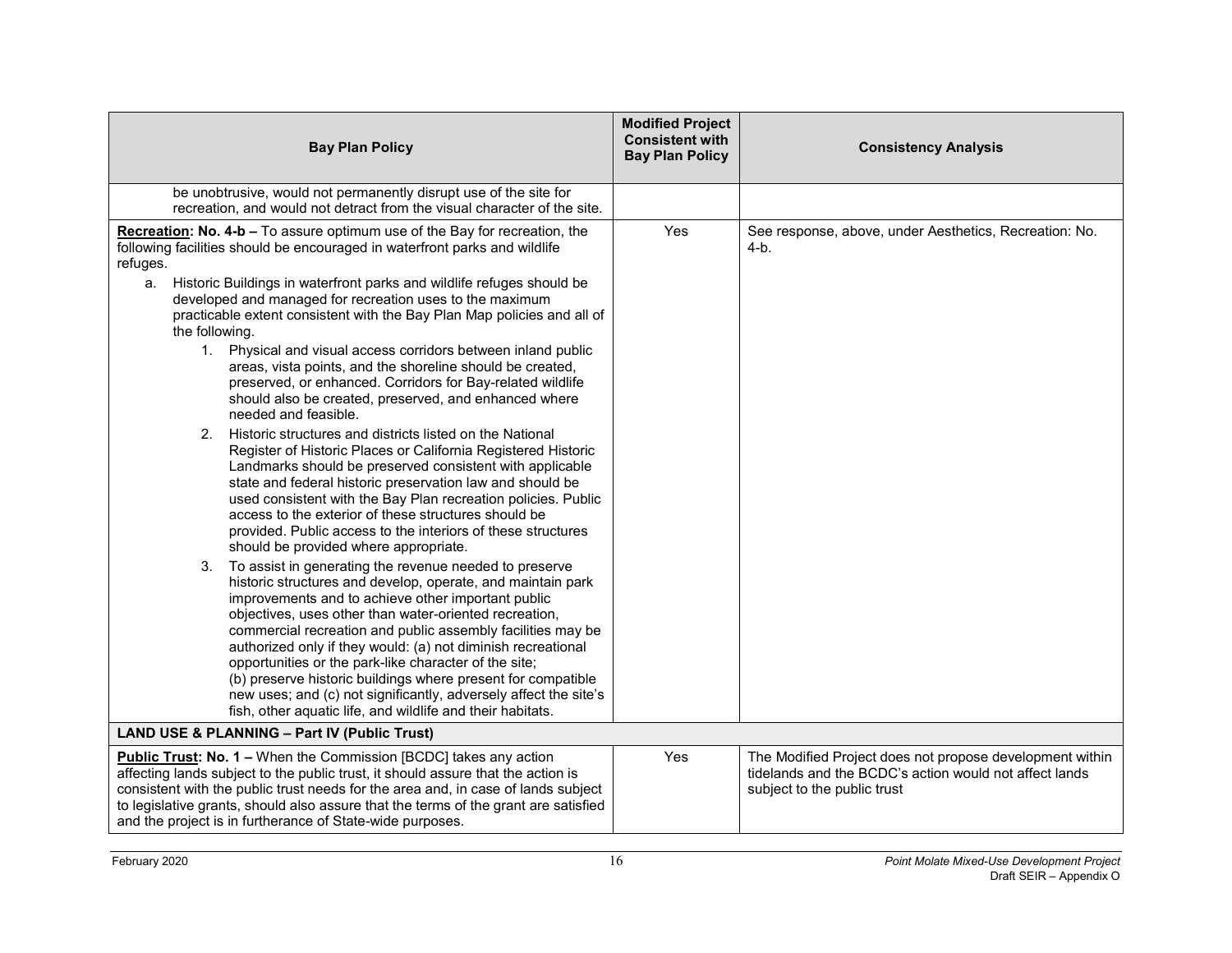| Bay Plan Policy | Modified Project Consistent with Bay Plan Policy | Consistency Analysis |
|---|---|---|
| be unobtrusive, would not permanently disrupt use of the site for recreation, and would not detract from the visual character of the site. | | |
| **Recreation: No. 4-b –** To assure optimum use of the Bay for recreation, the following facilities should be encouraged in waterfront parks and wildlife refuges.<br>a. Historic Buildings in waterfront parks and wildlife refuges should be developed and managed for recreation uses to the maximum practicable extent consistent with the Bay Plan Map policies and all of the following.<br>1. Physical and visual access corridors between inland public areas, vista points, and the shoreline should be created, preserved, or enhanced. Corridors for Bay-related wildlife should also be created, preserved, and enhanced where needed and feasible.<br>2. Historic structures and districts listed on the National Register of Historic Places or California Registered Historic Landmarks should be preserved consistent with applicable state and federal historic preservation law and should be used consistent with the Bay Plan recreation policies. Public access to the exterior of these structures should be provided. Public access to the interiors of these structures should be provided where appropriate.<br>3. To assist in generating the revenue needed to preserve historic structures and develop, operate, and maintain park improvements and to achieve other important public objectives, uses other than water-oriented recreation, commercial recreation and public assembly facilities may be authorized only if they would: (a) not diminish recreational opportunities or the park-like character of the site; (b) preserve historic buildings where present for compatible new uses; and (c) not significantly, adversely affect the site's fish, other aquatic life, and wildlife and their habitats. | Yes | See response, above, under Aesthetics, Recreation: No. 4-b. |
| **LAND USE & PLANNING – Part IV (Public Trust)** | | |
| **Public Trust: No. 1 –** When the Commission [BCDC] takes any action affecting lands subject to the public trust, it should assure that the action is consistent with the public trust needs for the area and, in case of lands subject to legislative grants, should also assure that the terms of the grant are satisfied and the project is in furtherance of State-wide purposes. | Yes | The Modified Project does not propose development within tidelands and the BCDC's action would not affect lands subject to the public trust |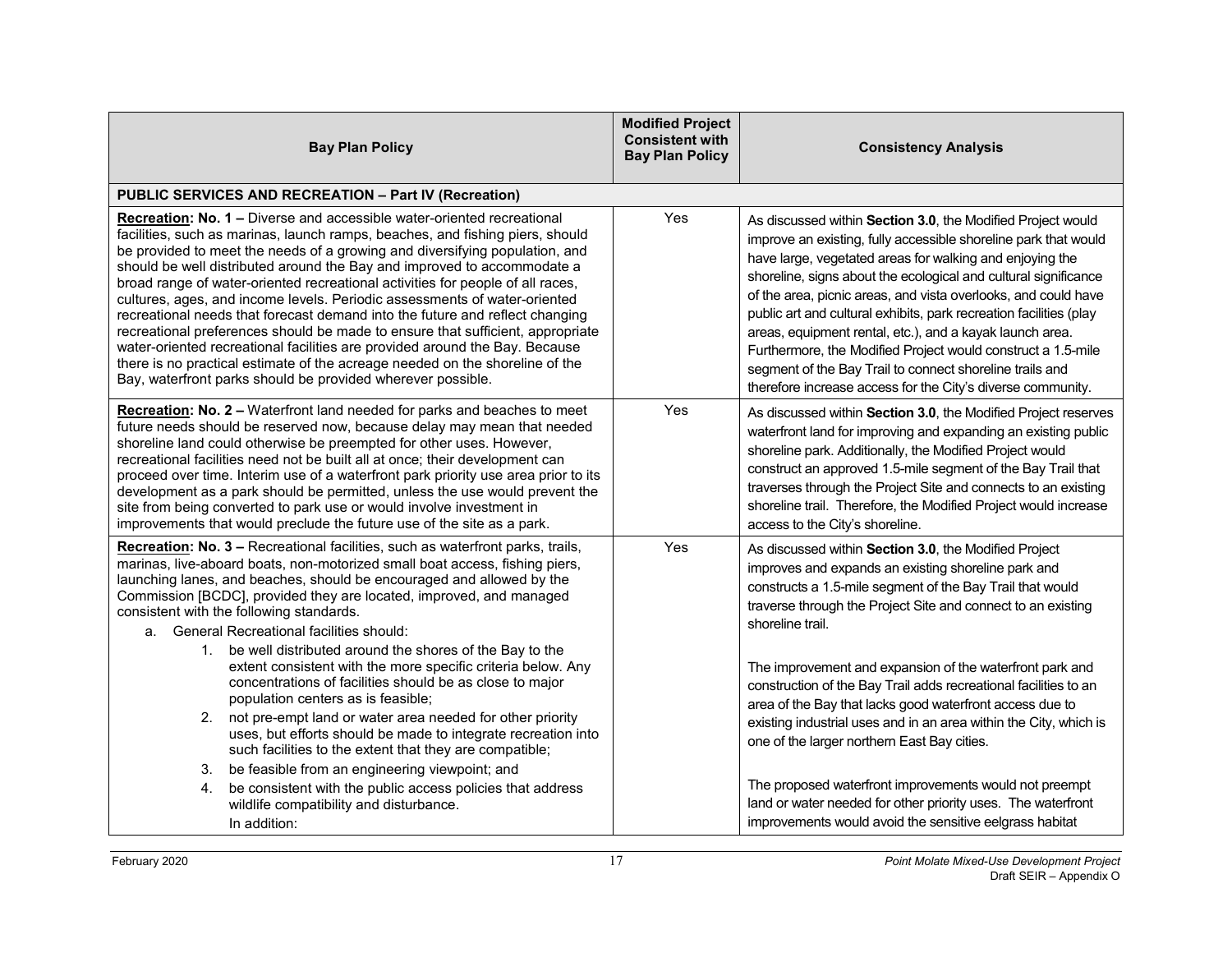| Bay Plan Policy | Modified Project Consistent with Bay Plan Policy | Consistency Analysis |
|---|---|---|
| **PUBLIC SERVICES AND RECREATION – Part IV (Recreation)** | | |
| **Recreation: No. 1 –** Diverse and accessible water-oriented recreational facilities, such as marinas, launch ramps, beaches, and fishing piers, should be provided to meet the needs of a growing and diversifying population, and should be well distributed around the Bay and improved to accommodate a broad range of water-oriented recreational activities for people of all races, cultures, ages, and income levels. Periodic assessments of water-oriented recreational needs that forecast demand into the future and reflect changing recreational preferences should be made to ensure that sufficient, appropriate water-oriented recreational facilities are provided around the Bay. Because there is no practical estimate of the acreage needed on the shoreline of the Bay, waterfront parks should be provided wherever possible. | Yes | As discussed within **Section 3.0**, the Modified Project would improve an existing, fully accessible shoreline park that would have large, vegetated areas for walking and enjoying the shoreline, signs about the ecological and cultural significance of the area, picnic areas, and vista overlooks, and could have public art and cultural exhibits, park recreation facilities (play areas, equipment rental, etc.), and a kayak launch area. Furthermore, the Modified Project would construct a 1.5-mile segment of the Bay Trail to connect shoreline trails and therefore increase access for the City's diverse community. |
| **Recreation: No. 2 –** Waterfront land needed for parks and beaches to meet future needs should be reserved now, because delay may mean that needed shoreline land could otherwise be preempted for other uses. However, recreational facilities need not be built all at once; their development can proceed over time. Interim use of a waterfront park priority use area prior to its development as a park should be permitted, unless the use would prevent the site from being converted to park use or would involve investment in improvements that would preclude the future use of the site as a park. | Yes | As discussed within **Section 3.0**, the Modified Project reserves waterfront land for improving and expanding an existing public shoreline park. Additionally, the Modified Project would construct an approved 1.5-mile segment of the Bay Trail that traverses through the Project Site and connects to an existing shoreline trail. Therefore, the Modified Project would increase access to the City's shoreline. |
| **Recreation: No. 3 –** Recreational facilities, such as waterfront parks, trails, marinas, live-aboard boats, non-motorized small boat access, fishing piers, launching lanes, and beaches, should be encouraged and allowed by the Commission [BCDC], provided they are located, improved, and managed consistent with the following standards.<br>a. General Recreational facilities should:<br>1. be well distributed around the shores of the Bay to the extent consistent with the more specific criteria below. Any concentrations of facilities should be as close to major population centers as is feasible;<br>2. not pre-empt land or water area needed for other priority uses, but efforts should be made to integrate recreation into such facilities to the extent that they are compatible;<br>3. be feasible from an engineering viewpoint; and<br>4. be consistent with the public access policies that address wildlife compatibility and disturbance.<br>In addition: | Yes | As discussed within **Section 3.0**, the Modified Project improves and expands an existing shoreline park and constructs a 1.5-mile segment of the Bay Trail that would traverse through the Project Site and connect to an existing shoreline trail.<br><br>The improvement and expansion of the waterfront park and construction of the Bay Trail adds recreational facilities to an area of the Bay that lacks good waterfront access due to existing industrial uses and in an area within the City, which is one of the larger northern East Bay cities.<br><br>The proposed waterfront improvements would not preempt land or water needed for other priority uses. The waterfront improvements would avoid the sensitive eelgrass habitat |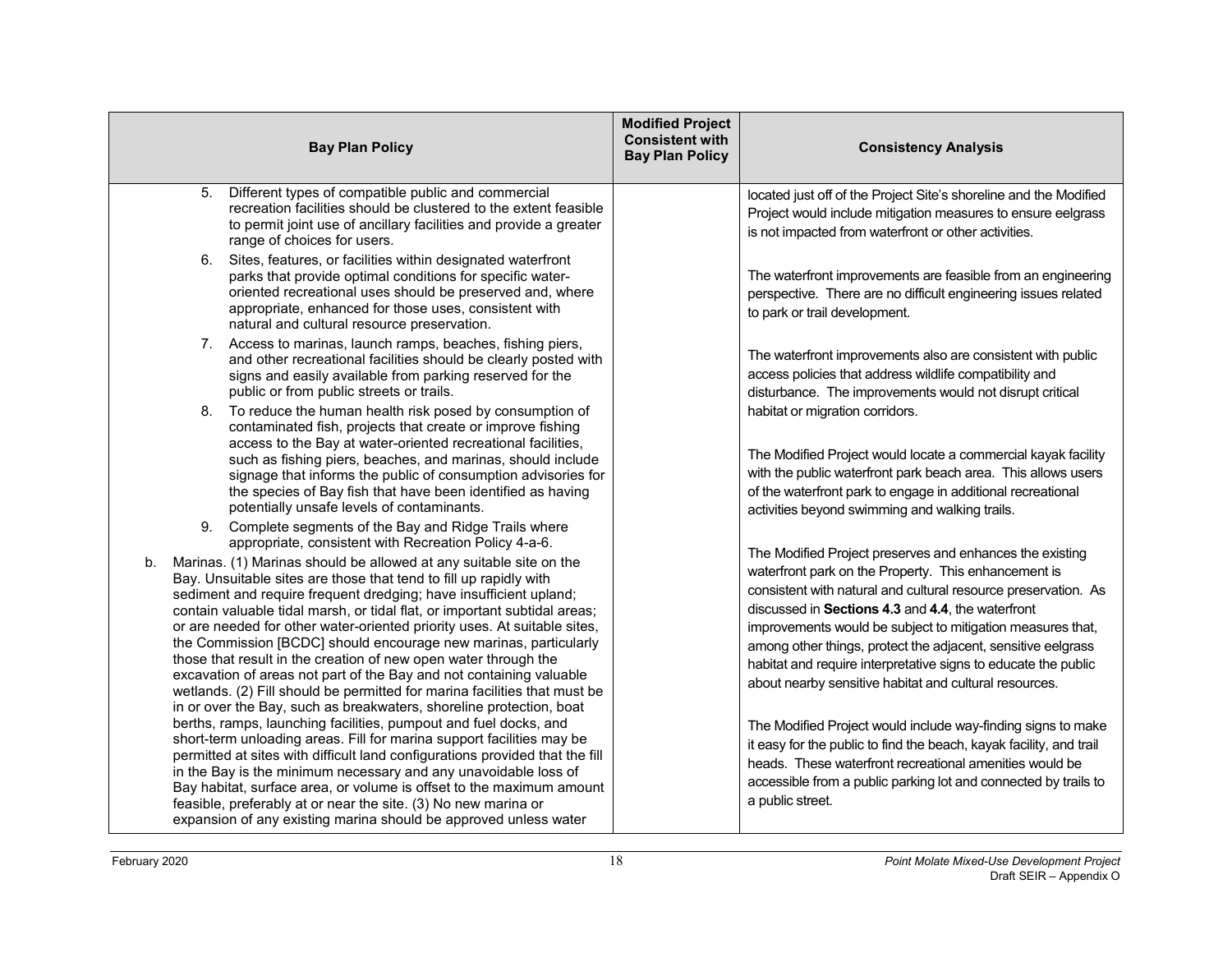| Bay Plan Policy | Modified Project Consistent with Bay Plan Policy | Consistency Analysis |
|---|---|---|
| 5. Different types of compatible public and commercial recreation facilities should be clustered to the extent feasible to permit joint use of ancillary facilities and provide a greater range of choices for users.<br>6. Sites, features, or facilities within designated waterfront parks that provide optimal conditions for specific water-oriented recreational uses should be preserved and, where appropriate, enhanced for those uses, consistent with natural and cultural resource preservation.<br>7. Access to marinas, launch ramps, beaches, fishing piers, and other recreational facilities should be clearly posted with signs and easily available from parking reserved for the public or from public streets or trails.<br>8. To reduce the human health risk posed by consumption of contaminated fish, projects that create or improve fishing access to the Bay at water-oriented recreational facilities, such as fishing piers, beaches, and marinas, should include signage that informs the public of consumption advisories for the species of Bay fish that have been identified as having potentially unsafe levels of contaminants.<br>9. Complete segments of the Bay and Ridge Trails where appropriate, consistent with Recreation Policy 4-a-6.<br>b. Marinas. (1) Marinas should be allowed at any suitable site on the Bay. Unsuitable sites are those that tend to fill up rapidly with sediment and require frequent dredging; have insufficient upland; contain valuable tidal marsh, or tidal flat, or important subtidal areas; or are needed for other water-oriented priority uses. At suitable sites, the Commission [BCDC] should encourage new marinas, particularly those that result in the creation of new open water through the excavation of areas not part of the Bay and not containing valuable wetlands. (2) Fill should be permitted for marina facilities that must be in or over the Bay, such as breakwaters, shoreline protection, boat berths, ramps, launching facilities, pumpout and fuel docks, and short-term unloading areas. Fill for marina support facilities may be permitted at sites with difficult land configurations provided that the fill in the Bay is the minimum necessary and any unavoidable loss of Bay habitat, surface area, or volume is offset to the maximum amount feasible, preferably at or near the site. (3) No new marina or expansion of any existing marina should be approved unless water | | located just off of the Project Site's shoreline and the Modified Project would include mitigation measures to ensure eelgrass is not impacted from waterfront or other activities.<br><br>The waterfront improvements are feasible from an engineering perspective. There are no difficult engineering issues related to park or trail development.<br><br>The waterfront improvements also are consistent with public access policies that address wildlife compatibility and disturbance. The improvements would not disrupt critical habitat or migration corridors.<br><br>The Modified Project would locate a commercial kayak facility with the public waterfront park beach area. This allows users of the waterfront park to engage in additional recreational activities beyond swimming and walking trails.<br><br>The Modified Project preserves and enhances the existing waterfront park on the Property. This enhancement is consistent with natural and cultural resource preservation. As discussed in **Sections 4.3** and **4.4**, the waterfront improvements would be subject to mitigation measures that, among other things, protect the adjacent, sensitive eelgrass habitat and require interpretative signs to educate the public about nearby sensitive habitat and cultural resources.<br><br>The Modified Project would include way-finding signs to make it easy for the public to find the beach, kayak facility, and trail heads. These waterfront recreational amenities would be accessible from a public parking lot and connected by trails to a public street. |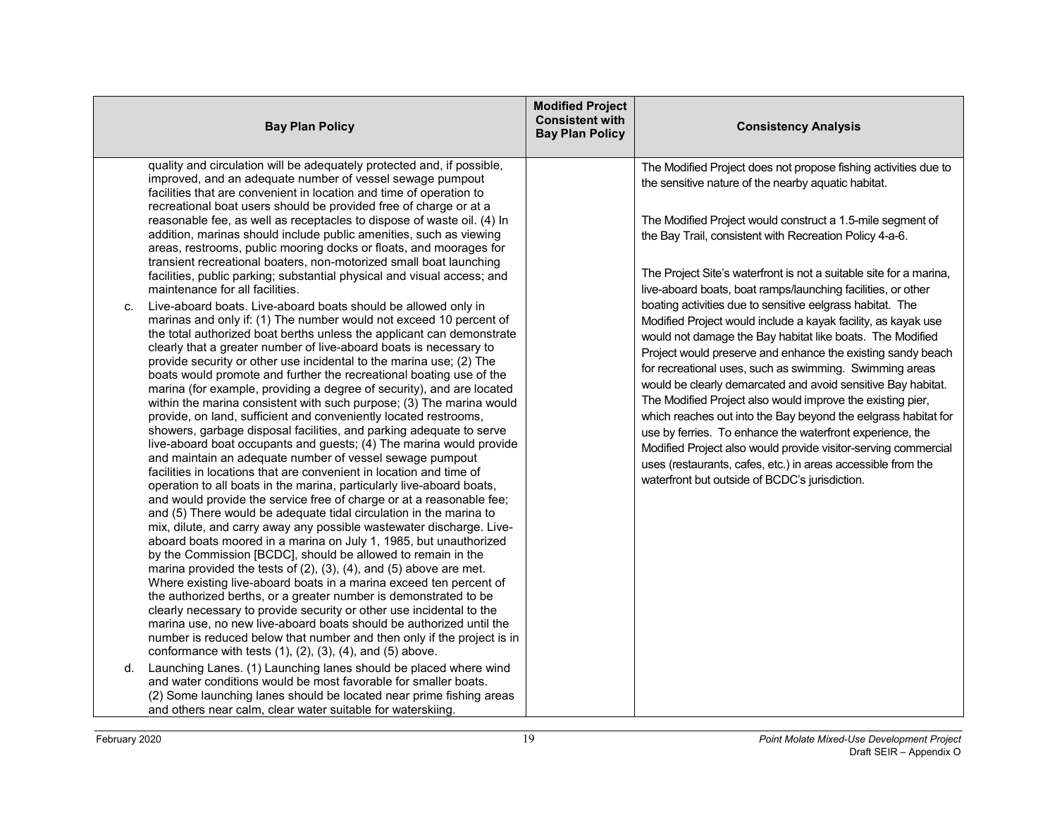| Bay Plan Policy | Modified Project Consistent with Bay Plan Policy | Consistency Analysis |
|---|---|---|
| quality and circulation will be adequately protected and, if possible, improved, and an adequate number of vessel sewage pumpout facilities that are convenient in location and time of operation to recreational boat users should be provided free of charge or at a reasonable fee, as well as receptacles to dispose of waste oil. (4) In addition, marinas should include public amenities, such as viewing areas, restrooms, public mooring docks or floats, and moorages for transient recreational boaters, non-motorized small boat launching facilities, public parking; substantial physical and visual access; and maintenance for all facilities.<br><br>c. Live-aboard boats. Live-aboard boats should be allowed only in marinas and only if: (1) The number would not exceed 10 percent of the total authorized boat berths unless the applicant can demonstrate clearly that a greater number of live-aboard boats is necessary to provide security or other use incidental to the marina use; (2) The boats would promote and further the recreational boating use of the marina (for example, providing a degree of security), and are located within the marina consistent with such purpose; (3) The marina would provide, on land, sufficient and conveniently located restrooms, showers, garbage disposal facilities, and parking adequate to serve live-aboard boat occupants and guests; (4) The marina would provide and maintain an adequate number of vessel sewage pumpout facilities in locations that are convenient in location and time of operation to all boats in the marina, particularly live-aboard boats, and would provide the service free of charge or at a reasonable fee; and (5) There would be adequate tidal circulation in the marina to mix, dilute, and carry away any possible wastewater discharge. Live-aboard boats moored in a marina on July 1, 1985, but unauthorized by the Commission [BCDC], should be allowed to remain in the marina provided the tests of (2), (3), (4), and (5) above are met. Where existing live-aboard boats in a marina exceed ten percent of the authorized berths, or a greater number is demonstrated to be clearly necessary to provide security or other use incidental to the marina use, no new live-aboard boats should be authorized until the number is reduced below that number and then only if the project is in conformance with tests (1), (2), (3), (4), and (5) above.<br><br>d. Launching Lanes. (1) Launching lanes should be placed where wind and water conditions would be most favorable for smaller boats. (2) Some launching lanes should be located near prime fishing areas and others near calm, clear water suitable for waterskiing. | | The Modified Project does not propose fishing activities due to the sensitive nature of the nearby aquatic habitat.<br><br>The Modified Project would construct a 1.5-mile segment of the Bay Trail, consistent with Recreation Policy 4-a-6.<br><br>The Project Site's waterfront is not a suitable site for a marina, live-aboard boats, boat ramps/launching facilities, or other boating activities due to sensitive eelgrass habitat. The Modified Project would include a kayak facility, as kayak use would not damage the Bay habitat like boats. The Modified Project would preserve and enhance the existing sandy beach for recreational uses, such as swimming. Swimming areas would be clearly demarcated and avoid sensitive Bay habitat. The Modified Project also would improve the existing pier, which reaches out into the Bay beyond the eelgrass habitat for use by ferries. To enhance the waterfront experience, the Modified Project also would provide visitor-serving commercial uses (restaurants, cafes, etc.) in areas accessible from the waterfront but outside of BCDC's jurisdiction. |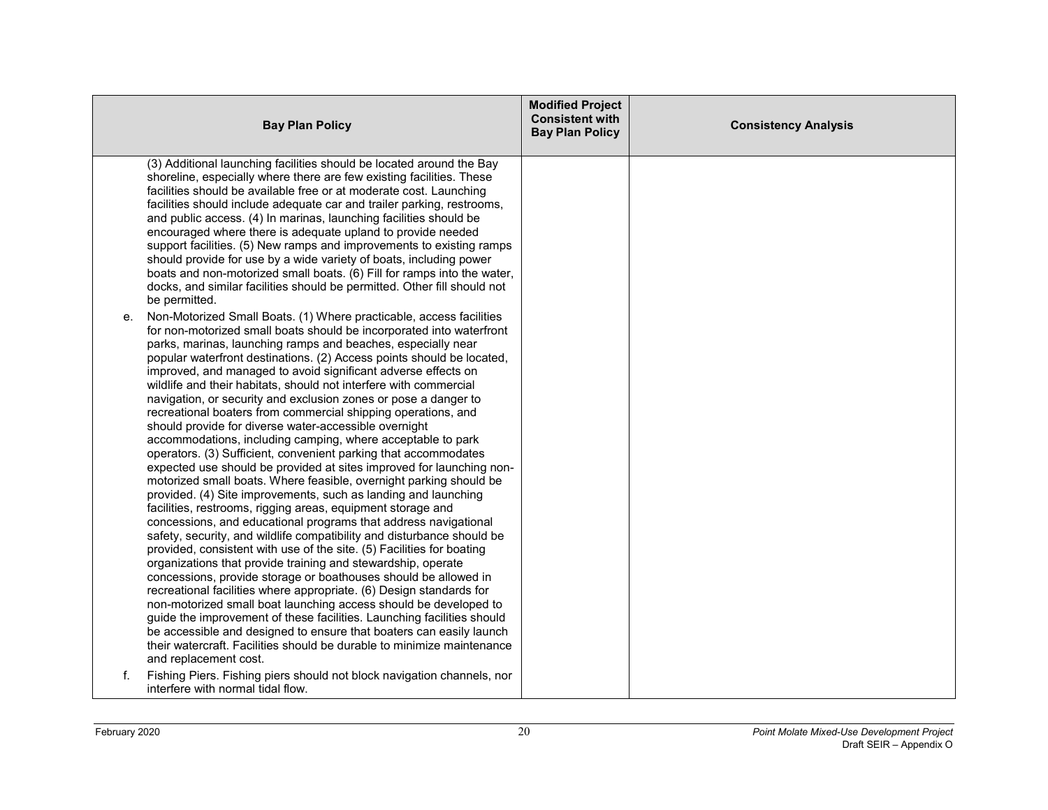| Bay Plan Policy | Modified Project Consistent with Bay Plan Policy | Consistency Analysis |
|---|---|---|
| (3) Additional launching facilities should be located around the Bay shoreline, especially where there are few existing facilities. These facilities should be available free or at moderate cost. Launching facilities should include adequate car and trailer parking, restrooms, and public access. (4) In marinas, launching facilities should be encouraged where there is adequate upland to provide needed support facilities. (5) New ramps and improvements to existing ramps should provide for use by a wide variety of boats, including power boats and non-motorized small boats. (6) Fill for ramps into the water, docks, and similar facilities should be permitted. Other fill should not be permitted.<br>e. Non-Motorized Small Boats. (1) Where practicable, access facilities for non-motorized small boats should be incorporated into waterfront parks, marinas, launching ramps and beaches, especially near popular waterfront destinations. (2) Access points should be located, improved, and managed to avoid significant adverse effects on wildlife and their habitats, should not interfere with commercial navigation, or security and exclusion zones or pose a danger to recreational boaters from commercial shipping operations, and should provide for diverse water-accessible overnight accommodations, including camping, where acceptable to park operators. (3) Sufficient, convenient parking that accommodates expected use should be provided at sites improved for launching non-motorized small boats. Where feasible, overnight parking should be provided. (4) Site improvements, such as landing and launching facilities, restrooms, rigging areas, equipment storage and concessions, and educational programs that address navigational safety, security, and wildlife compatibility and disturbance should be provided, consistent with use of the site. (5) Facilities for boating organizations that provide training and stewardship, operate concessions, provide storage or boathouses should be allowed in recreational facilities where appropriate. (6) Design standards for non-motorized small boat launching access should be developed to guide the improvement of these facilities. Launching facilities should be accessible and designed to ensure that boaters can easily launch their watercraft. Facilities should be durable to minimize maintenance and replacement cost.<br>f. Fishing Piers. Fishing piers should not block navigation channels, nor interfere with normal tidal flow. | | |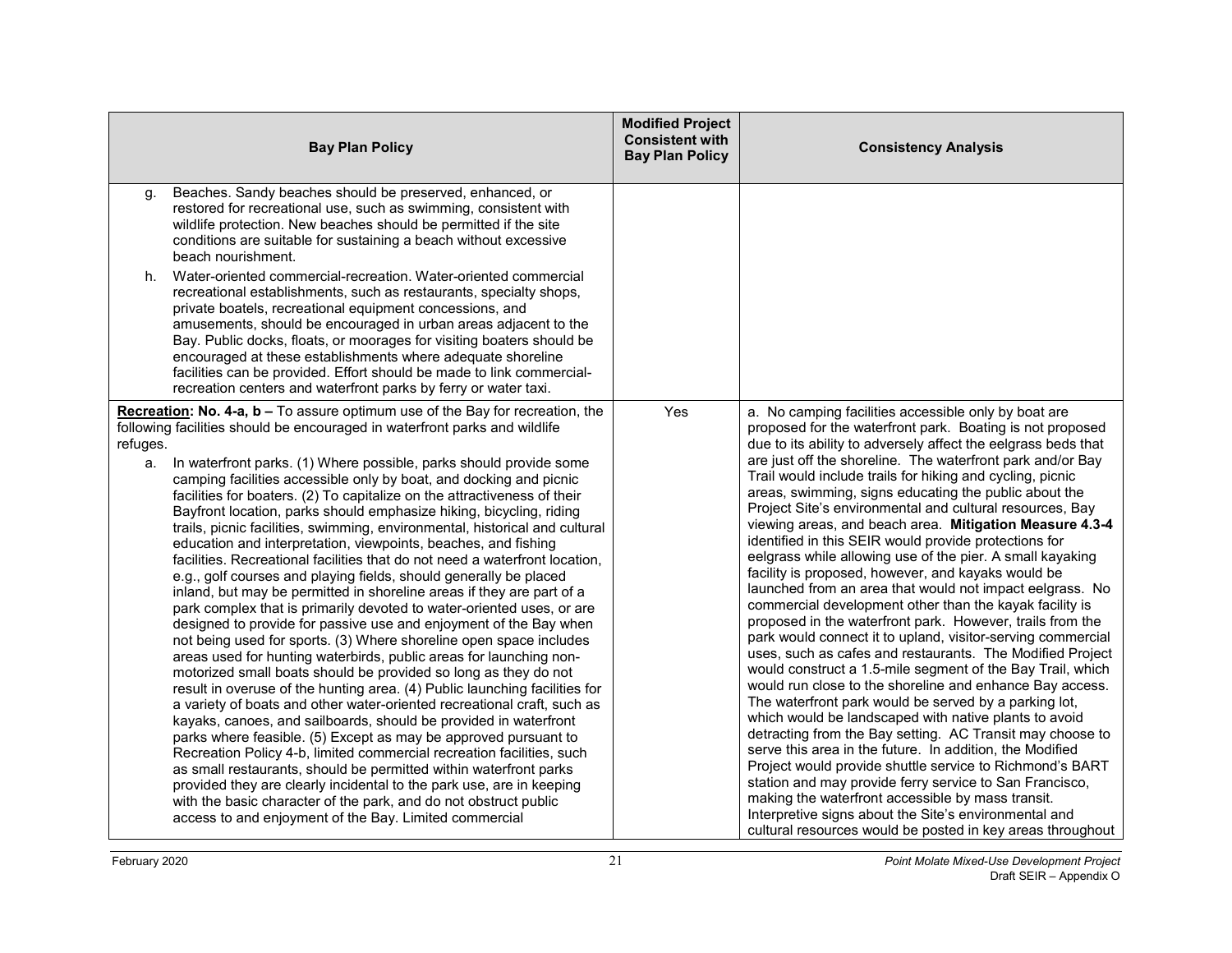| Bay Plan Policy | Modified Project Consistent with Bay Plan Policy | Consistency Analysis |
|---|---|---|
| g. Beaches. Sandy beaches should be preserved, enhanced, or restored for recreational use, such as swimming, consistent with wildlife protection. New beaches should be permitted if the site conditions are suitable for sustaining a beach without excessive beach nourishment.<br><br>h. Water-oriented commercial-recreation. Water-oriented commercial recreational establishments, such as restaurants, specialty shops, private boatels, recreational equipment concessions, and amusements, should be encouraged in urban areas adjacent to the Bay. Public docks, floats, or moorages for visiting boaters should be encouraged at these establishments where adequate shoreline facilities can be provided. Effort should be made to link commercial-recreation centers and waterfront parks by ferry or water taxi. | | |
| **Recreation: No. 4-a, b –** To assure optimum use of the Bay for recreation, the following facilities should be encouraged in waterfront parks and wildlife refuges.<br><br>a. In waterfront parks. (1) Where possible, parks should provide some camping facilities accessible only by boat, and docking and picnic facilities for boaters. (2) To capitalize on the attractiveness of their Bayfront location, parks should emphasize hiking, bicycling, riding trails, picnic facilities, swimming, environmental, historical and cultural education and interpretation, viewpoints, beaches, and fishing facilities. Recreational facilities that do not need a waterfront location, e.g., golf courses and playing fields, should generally be placed inland, but may be permitted in shoreline areas if they are part of a park complex that is primarily devoted to water-oriented uses, or are designed to provide for passive use and enjoyment of the Bay when not being used for sports. (3) Where shoreline open space includes areas used for hunting waterbirds, public areas for launching non-motorized small boats should be provided so long as they do not result in overuse of the hunting area. (4) Public launching facilities for a variety of boats and other water-oriented recreational craft, such as kayaks, canoes, and sailboards, should be provided in waterfront parks where feasible. (5) Except as may be approved pursuant to Recreation Policy 4-b, limited commercial recreation facilities, such as small restaurants, should be permitted within waterfront parks provided they are clearly incidental to the park use, are in keeping with the basic character of the park, and do not obstruct public access to and enjoyment of the Bay. Limited commercial | Yes | a. No camping facilities accessible only by boat are proposed for the waterfront park. Boating is not proposed due to its ability to adversely affect the eelgrass beds that are just off the shoreline. The waterfront park and/or Bay Trail would include trails for hiking and cycling, picnic areas, swimming, signs educating the public about the Project Site's environmental and cultural resources, Bay viewing areas, and beach area. **Mitigation Measure 4.3-4** identified in this SEIR would provide protections for eelgrass while allowing use of the pier. A small kayaking facility is proposed, however, and kayaks would be launched from an area that would not impact eelgrass. No commercial development other than the kayak facility is proposed in the waterfront park. However, trails from the park would connect it to upland, visitor-serving commercial uses, such as cafes and restaurants. The Modified Project would construct a 1.5-mile segment of the Bay Trail, which would run close to the shoreline and enhance Bay access. The waterfront park would be served by a parking lot, which would be landscaped with native plants to avoid detracting from the Bay setting. AC Transit may choose to serve this area in the future. In addition, the Modified Project would provide shuttle service to Richmond's BART station and may provide ferry service to San Francisco, making the waterfront accessible by mass transit. Interpretive signs about the Site's environmental and cultural resources would be posted in key areas throughout |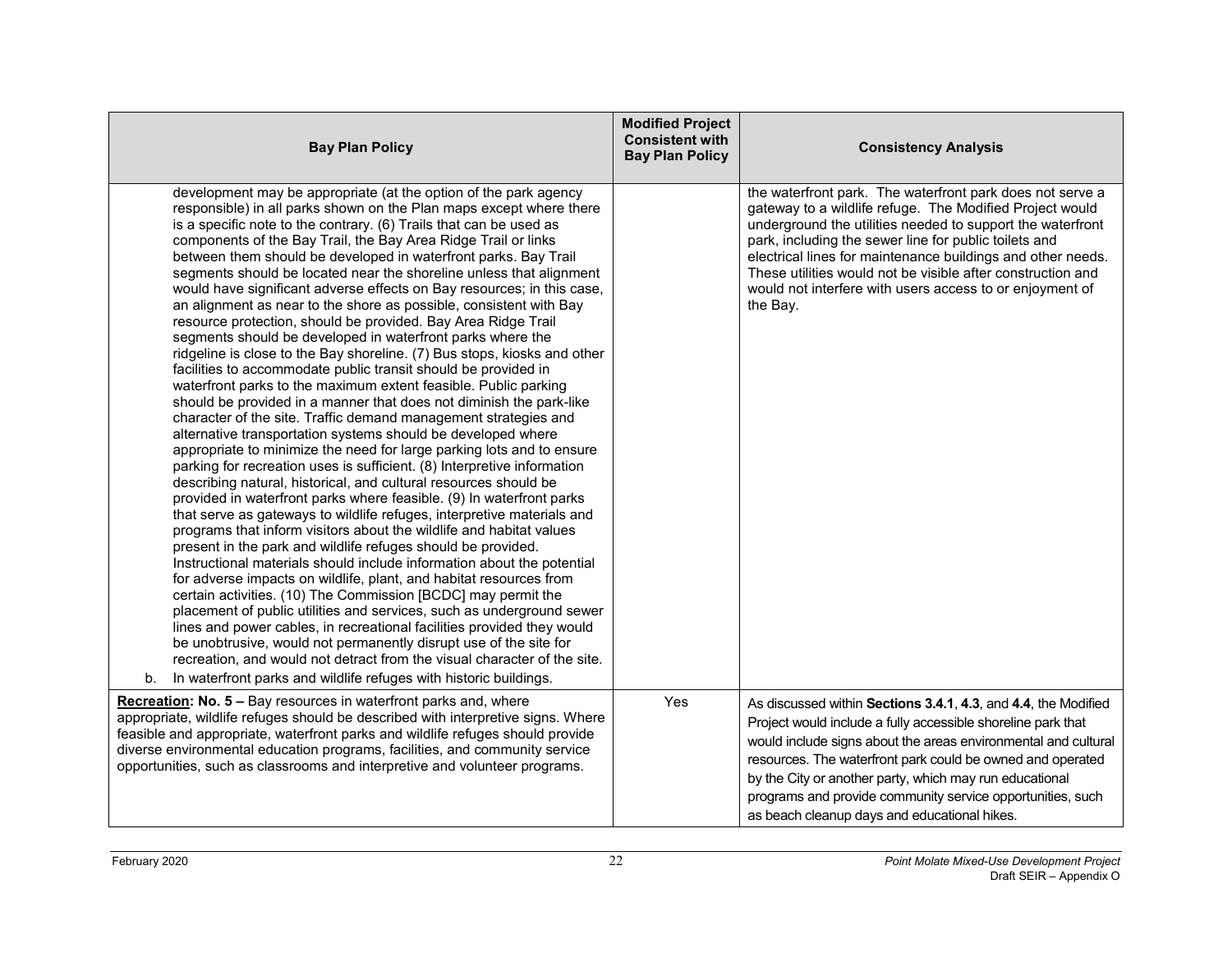| Bay Plan Policy | Modified Project Consistent with Bay Plan Policy | Consistency Analysis |
|---|---|---|
| development may be appropriate (at the option of the park agency responsible) in all parks shown on the Plan maps except where there is a specific note to the contrary. (6) Trails that can be used as components of the Bay Trail, the Bay Area Ridge Trail or links between them should be developed in waterfront parks. Bay Trail segments should be located near the shoreline unless that alignment would have significant adverse effects on Bay resources; in this case, an alignment as near to the shore as possible, consistent with Bay resource protection, should be provided. Bay Area Ridge Trail segments should be developed in waterfront parks where the ridgeline is close to the Bay shoreline. (7) Bus stops, kiosks and other facilities to accommodate public transit should be provided in waterfront parks to the maximum extent feasible. Public parking should be provided in a manner that does not diminish the park-like character of the site. Traffic demand management strategies and alternative transportation systems should be developed where appropriate to minimize the need for large parking lots and to ensure parking for recreation uses is sufficient. (8) Interpretive information describing natural, historical, and cultural resources should be provided in waterfront parks where feasible. (9) In waterfront parks that serve as gateways to wildlife refuges, interpretive materials and programs that inform visitors about the wildlife and habitat values present in the park and wildlife refuges should be provided. Instructional materials should include information about the potential for adverse impacts on wildlife, plant, and habitat resources from certain activities. (10) The Commission [BCDC] may permit the placement of public utilities and services, such as underground sewer lines and power cables, in recreational facilities provided they would be unobtrusive, would not permanently disrupt use of the site for recreation, and would not detract from the visual character of the site.<br>b. In waterfront parks and wildlife refuges with historic buildings. | | the waterfront park. The waterfront park does not serve a gateway to a wildlife refuge. The Modified Project would underground the utilities needed to support the waterfront park, including the sewer line for public toilets and electrical lines for maintenance buildings and other needs. These utilities would not be visible after construction and would not interfere with users access to or enjoyment of the Bay. |
| **Recreation: No. 5 –** Bay resources in waterfront parks and, where appropriate, wildlife refuges should be described with interpretive signs. Where feasible and appropriate, waterfront parks and wildlife refuges should provide diverse environmental education programs, facilities, and community service opportunities, such as classrooms and interpretive and volunteer programs. | Yes | As discussed within **Sections 3.4.1**, **4.3**, and **4.4**, the Modified Project would include a fully accessible shoreline park that would include signs about the areas environmental and cultural resources. The waterfront park could be owned and operated by the City or another party, which may run educational programs and provide community service opportunities, such as beach cleanup days and educational hikes. |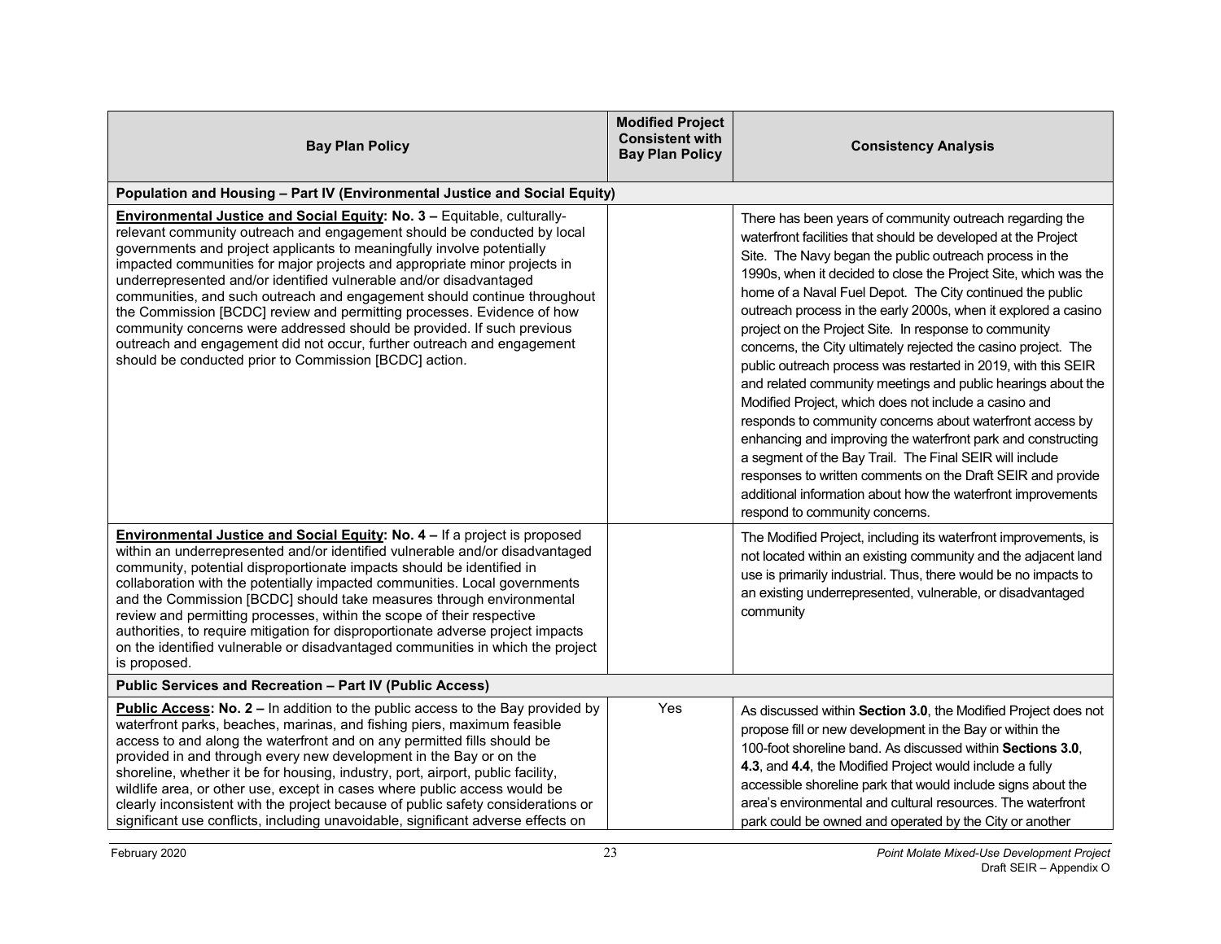| Bay Plan Policy | Modified Project Consistent with Bay Plan Policy | Consistency Analysis |
|---|---|---|
| **Population and Housing – Part IV (Environmental Justice and Social Equity)** | | |
| **Environmental Justice and Social Equity: No. 3 –** Equitable, culturally-relevant community outreach and engagement should be conducted by local governments and project applicants to meaningfully involve potentially impacted communities for major projects and appropriate minor projects in underrepresented and/or identified vulnerable and/or disadvantaged communities, and such outreach and engagement should continue throughout the Commission [BCDC] review and permitting processes. Evidence of how community concerns were addressed should be provided. If such previous outreach and engagement did not occur, further outreach and engagement should be conducted prior to Commission [BCDC] action. | | There has been years of community outreach regarding the waterfront facilities that should be developed at the Project Site. The Navy began the public outreach process in the 1990s, when it decided to close the Project Site, which was the home of a Naval Fuel Depot. The City continued the public outreach process in the early 2000s, when it explored a casino project on the Project Site. In response to community concerns, the City ultimately rejected the casino project. The public outreach process was restarted in 2019, with this SEIR and related community meetings and public hearings about the Modified Project, which does not include a casino and responds to community concerns about waterfront access by enhancing and improving the waterfront park and constructing a segment of the Bay Trail. The Final SEIR will include responses to written comments on the Draft SEIR and provide additional information about how the waterfront improvements respond to community concerns. |
| **Environmental Justice and Social Equity: No. 4 –** If a project is proposed within an underrepresented and/or identified vulnerable and/or disadvantaged community, potential disproportionate impacts should be identified in collaboration with the potentially impacted communities. Local governments and the Commission [BCDC] should take measures through environmental review and permitting processes, within the scope of their respective authorities, to require mitigation for disproportionate adverse project impacts on the identified vulnerable or disadvantaged communities in which the project is proposed. | | The Modified Project, including its waterfront improvements, is not located within an existing community and the adjacent land use is primarily industrial. Thus, there would be no impacts to an existing underrepresented, vulnerable, or disadvantaged community |
| **Public Services and Recreation – Part IV (Public Access)** | | |
| **Public Access: No. 2 –** In addition to the public access to the Bay provided by waterfront parks, beaches, marinas, and fishing piers, maximum feasible access to and along the waterfront and on any permitted fills should be provided in and through every new development in the Bay or on the shoreline, whether it be for housing, industry, port, airport, public facility, wildlife area, or other use, except in cases where public access would be clearly inconsistent with the project because of public safety considerations or significant use conflicts, including unavoidable, significant adverse effects on | Yes | As discussed within **Section 3.0**, the Modified Project does not propose fill or new development in the Bay or within the 100-foot shoreline band. As discussed within **Sections 3.0**, **4.3**, and **4.4**, the Modified Project would include a fully accessible shoreline park that would include signs about the area's environmental and cultural resources. The waterfront park could be owned and operated by the City or another |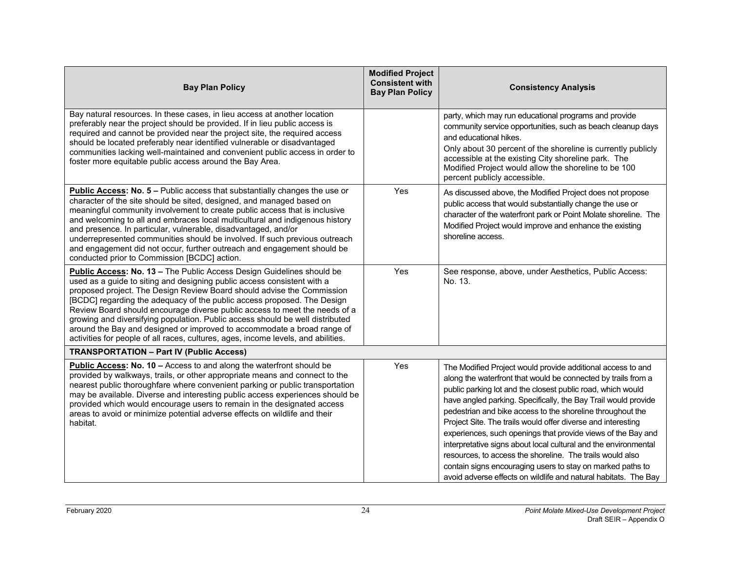| Bay Plan Policy | Modified Project Consistent with Bay Plan Policy | Consistency Analysis |
|---|---|---|
| Bay natural resources. In these cases, in lieu access at another location preferably near the project should be provided. If in lieu public access is required and cannot be provided near the project site, the required access should be located preferably near identified vulnerable or disadvantaged communities lacking well-maintained and convenient public access in order to foster more equitable public access around the Bay Area. | | party, which may run educational programs and provide community service opportunities, such as beach cleanup days and educational hikes.<br>Only about 30 percent of the shoreline is currently publicly accessible at the existing City shoreline park. The Modified Project would allow the shoreline to be 100 percent publicly accessible. |
| **Public Access: No. 5 –** Public access that substantially changes the use or character of the site should be sited, designed, and managed based on meaningful community involvement to create public access that is inclusive and welcoming to all and embraces local multicultural and indigenous history and presence. In particular, vulnerable, disadvantaged, and/or underrepresented communities should be involved. If such previous outreach and engagement did not occur, further outreach and engagement should be conducted prior to Commission [BCDC] action. | Yes | As discussed above, the Modified Project does not propose public access that would substantially change the use or character of the waterfront park or Point Molate shoreline. The Modified Project would improve and enhance the existing shoreline access. |
| **Public Access: No. 13 –** The Public Access Design Guidelines should be used as a guide to siting and designing public access consistent with a proposed project. The Design Review Board should advise the Commission [BCDC] regarding the adequacy of the public access proposed. The Design Review Board should encourage diverse public access to meet the needs of a growing and diversifying population. Public access should be well distributed around the Bay and designed or improved to accommodate a broad range of activities for people of all races, cultures, ages, income levels, and abilities. | Yes | See response, above, under Aesthetics, Public Access: No. 13. |
| **TRANSPORTATION – Part IV (Public Access)** | | |
| **Public Access: No. 10 –** Access to and along the waterfront should be provided by walkways, trails, or other appropriate means and connect to the nearest public thoroughfare where convenient parking or public transportation may be available. Diverse and interesting public access experiences should be provided which would encourage users to remain in the designated access areas to avoid or minimize potential adverse effects on wildlife and their habitat. | Yes | The Modified Project would provide additional access to and along the waterfront that would be connected by trails from a public parking lot and the closest public road, which would have angled parking. Specifically, the Bay Trail would provide pedestrian and bike access to the shoreline throughout the Project Site. The trails would offer diverse and interesting experiences, such openings that provide views of the Bay and interpretative signs about local cultural and the environmental resources, to access the shoreline. The trails would also contain signs encouraging users to stay on marked paths to avoid adverse effects on wildlife and natural habitats. The Bay |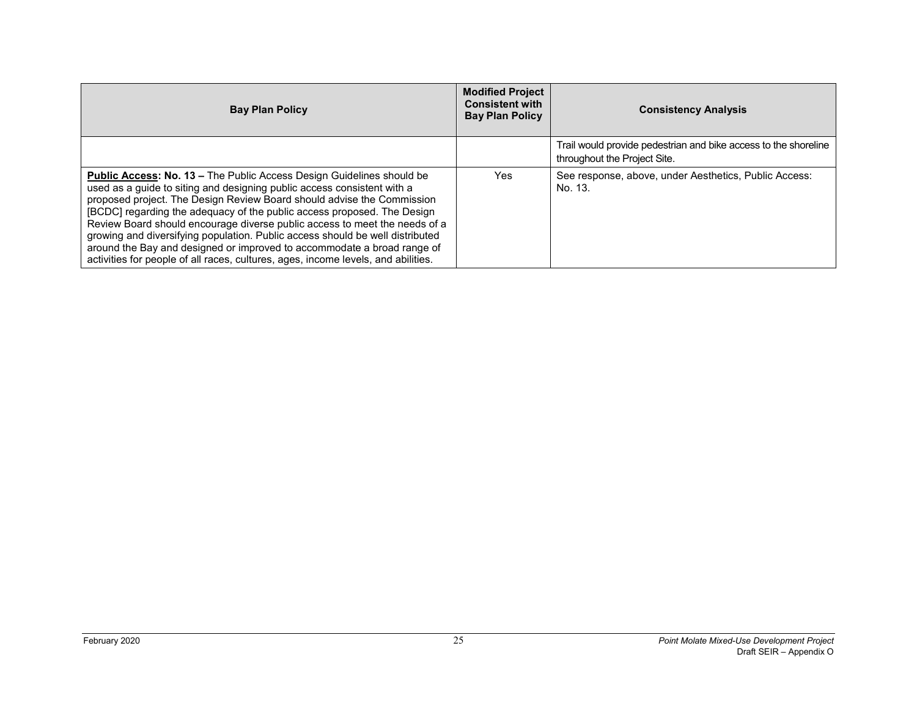| Bay Plan Policy | Modified Project Consistent with Bay Plan Policy | Consistency Analysis |
|---|---|---|
| | | Trail would provide pedestrian and bike access to the shoreline throughout the Project Site. |
| **Public Access: No. 13 –** The Public Access Design Guidelines should be used as a guide to siting and designing public access consistent with a proposed project. The Design Review Board should advise the Commission [BCDC] regarding the adequacy of the public access proposed. The Design Review Board should encourage diverse public access to meet the needs of a growing and diversifying population. Public access should be well distributed around the Bay and designed or improved to accommodate a broad range of activities for people of all races, cultures, ages, income levels, and abilities. | Yes | See response, above, under Aesthetics, Public Access: No. 13. |